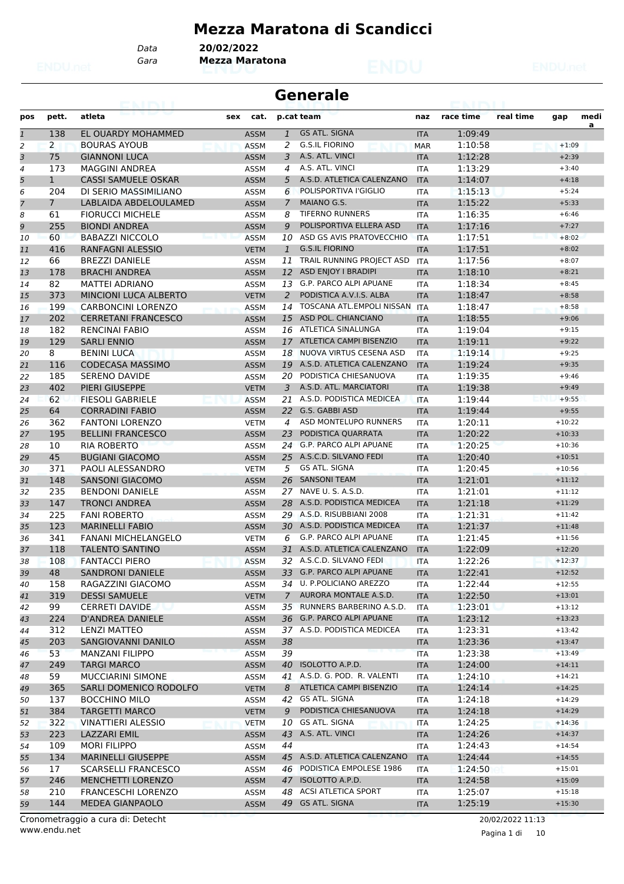# Mezza Maratona di Scandicci

Data **20/02/2022**
Gara **Mezza Maratona**

## Generale

| pos | pett. | atleta | sex | cat. | p.cat | team | naz | race time | real time | gap | media |
|---|---|---|---|---|---|---|---|---|---|---|---|
| 1 | 138 | EL OUARDY MOHAMMED | | ASSM | 1 | GS ATL. SIGNA | ITA | 1:09:49 | | | |
| 2 | 2 | BOURAS AYOUB | | ASSM | 2 | G.S.IL FIORINO | MAR | 1:10:58 | | +1:09 | |
| 3 | 75 | GIANNONI LUCA | | ASSM | 3 | A.S. ATL. VINCI | ITA | 1:12:28 | | +2:39 | |
| 4 | 173 | MAGGINI ANDREA | | ASSM | 4 | A.S. ATL. VINCI | ITA | 1:13:29 | | +3:40 | |
| 5 | 1 | CASSI SAMUELE OSKAR | | ASSM | 5 | A.S.D. ATLETICA CALENZANO | ITA | 1:14:07 | | +4:18 | |
| 6 | 204 | DI SERIO MASSIMILIANO | | ASSM | 6 | POLISPORTIVA I'GIGLIO | ITA | 1:15:13 | | +5:24 | |
| 7 | 7 | LABLAIDA ABDELOULAMED | | ASSM | 7 | MAIANO G.S. | ITA | 1:15:22 | | +5:33 | |
| 8 | 61 | FIORUCCI MICHELE | | ASSM | 8 | TIFERNO RUNNERS | ITA | 1:16:35 | | +6:46 | |
| 9 | 255 | BIONDI ANDREA | | ASSM | 9 | POLISPORTIVA ELLERA ASD | ITA | 1:17:16 | | +7:27 | |
| 10 | 60 | BABAZZI NICCOLO | | ASSM | 10 | ASD GS AVIS PRATOVECCHIO | ITA | 1:17:51 | | +8:02 | |
| 11 | 416 | RANFAGNI ALESSIO | | VETM | 1 | G.S.IL FIORINO | ITA | 1:17:51 | | +8:02 | |
| 12 | 66 | BREZZI DANIELE | | ASSM | 11 | TRAIL RUNNING PROJECT ASD | ITA | 1:17:56 | | +8:07 | |
| 13 | 178 | BRACHI ANDREA | | ASSM | 12 | ASD ENJOY I BRADIPI | ITA | 1:18:10 | | +8:21 | |
| 14 | 82 | MATTEI ADRIANO | | ASSM | 13 | G.P. PARCO ALPI APUANE | ITA | 1:18:34 | | +8:45 | |
| 15 | 373 | MINCIONI LUCA ALBERTO | | VETM | 2 | PODISTICA A.V.I.S. ALBA | ITA | 1:18:47 | | +8:58 | |
| 16 | 199 | CARBONCINI LORENZO | | ASSM | 14 | TOSCANA ATL.EMPOLI NISSAN | ITA | 1:18:47 | | +8:58 | |
| 17 | 202 | CERRETANI FRANCESCO | | ASSM | 15 | ASD POL. CHIANCIANO | ITA | 1:18:55 | | +9:06 | |
| 18 | 182 | RENCINAI FABIO | | ASSM | 16 | ATLETICA SINALUNGA | ITA | 1:19:04 | | +9:15 | |
| 19 | 129 | SARLI ENNIO | | ASSM | 17 | ATLETICA CAMPI BISENZIO | ITA | 1:19:11 | | +9:22 | |
| 20 | 8 | BENINI LUCA | | ASSM | 18 | NUOVA VIRTUS CESENA ASD | ITA | 1:19:14 | | +9:25 | |
| 21 | 116 | CODECASA MASSIMO | | ASSM | 19 | A.S.D. ATLETICA CALENZANO | ITA | 1:19:24 | | +9:35 | |
| 22 | 185 | SERENO DAVIDE | | ASSM | 20 | PODISTICA CHIESANUOVA | ITA | 1:19:35 | | +9:46 | |
| 23 | 402 | PIERI GIUSEPPE | | VETM | 3 | A.S.D. ATL. MARCIATORI | ITA | 1:19:38 | | +9:49 | |
| 24 | 62 | FIESOLI GABRIELE | | ASSM | 21 | A.S.D. PODISTICA MEDICEA | ITA | 1:19:44 | | +9:55 | |
| 25 | 64 | CORRADINI FABIO | | ASSM | 22 | G.S. GABBI ASD | ITA | 1:19:44 | | +9:55 | |
| 26 | 362 | FANTONI LORENZO | | VETM | 4 | ASD MONTELUPO RUNNERS | ITA | 1:20:11 | | +10:22 | |
| 27 | 195 | BELLINI FRANCESCO | | ASSM | 23 | PODISTICA QUARRATA | ITA | 1:20:22 | | +10:33 | |
| 28 | 10 | RIA ROBERTO | | ASSM | 24 | G.P. PARCO ALPI APUANE | ITA | 1:20:25 | | +10:36 | |
| 29 | 45 | BUGIANI GIACOMO | | ASSM | 25 | A.S.C.D. SILVANO FEDI | ITA | 1:20:40 | | +10:51 | |
| 30 | 371 | PAOLI ALESSANDRO | | VETM | 5 | GS ATL. SIGNA | ITA | 1:20:45 | | +10:56 | |
| 31 | 148 | SANSONI GIACOMO | | ASSM | 26 | SANSONI TEAM | ITA | 1:21:01 | | +11:12 | |
| 32 | 235 | BENDONI DANIELE | | ASSM | 27 | NAVE U. S. A.S.D. | ITA | 1:21:01 | | +11:12 | |
| 33 | 147 | TRONCI ANDREA | | ASSM | 28 | A.S.D. PODISTICA MEDICEA | ITA | 1:21:18 | | +11:29 | |
| 34 | 225 | FANI ROBERTO | | ASSM | 29 | A.S.D. RISUBBIANI 2008 | ITA | 1:21:31 | | +11:42 | |
| 35 | 123 | MARINELLI FABIO | | ASSM | 30 | A.S.D. PODISTICA MEDICEA | ITA | 1:21:37 | | +11:48 | |
| 36 | 341 | FANANI MICHELANGELO | | VETM | 6 | G.P. PARCO ALPI APUANE | ITA | 1:21:45 | | +11:56 | |
| 37 | 118 | TALENTO SANTINO | | ASSM | 31 | A.S.D. ATLETICA CALENZANO | ITA | 1:22:09 | | +12:20 | |
| 38 | 108 | FANTACCI PIERO | | ASSM | 32 | A.S.C.D. SILVANO FEDI | ITA | 1:22:26 | | +12:37 | |
| 39 | 48 | SANDRONI DANIELE | | ASSM | 33 | G.P. PARCO ALPI APUANE | ITA | 1:22:41 | | +12:52 | |
| 40 | 158 | RAGAZZINI GIACOMO | | ASSM | 34 | U. P.POLICIANO AREZZO | ITA | 1:22:44 | | +12:55 | |
| 41 | 319 | DESSI SAMUELE | | VETM | 7 | AURORA MONTALE A.S.D. | ITA | 1:22:50 | | +13:01 | |
| 42 | 99 | CERRETI DAVIDE | | ASSM | 35 | RUNNERS BARBERINO A.S.D. | ITA | 1:23:01 | | +13:12 | |
| 43 | 224 | D'ANDREA DANIELE | | ASSM | 36 | G.P. PARCO ALPI APUANE | ITA | 1:23:12 | | +13:23 | |
| 44 | 312 | LENZI MATTEO | | ASSM | 37 | A.S.D. PODISTICA MEDICEA | ITA | 1:23:31 | | +13:42 | |
| 45 | 203 | SANGIOVANNI DANILO | | ASSM | 38 | | ITA | 1:23:36 | | +13:47 | |
| 46 | 53 | MANZANI FILIPPO | | ASSM | 39 | | ITA | 1:23:38 | | +13:49 | |
| 47 | 249 | TARGI MARCO | | ASSM | 40 | ISOLOTTO A.P.D. | ITA | 1:24:00 | | +14:11 | |
| 48 | 59 | MUCCIARINI SIMONE | | ASSM | 41 | A.S.D. G. POD. R. VALENTI | ITA | 1:24:10 | | +14:21 | |
| 49 | 365 | SARLI DOMENICO RODOLFO | | VETM | 8 | ATLETICA CAMPI BISENZIO | ITA | 1:24:14 | | +14:25 | |
| 50 | 137 | BOCCHINO MILO | | ASSM | 42 | GS ATL. SIGNA | ITA | 1:24:18 | | +14:29 | |
| 51 | 384 | TARGETTI MARCO | | VETM | 9 | PODISTICA CHIESANUOVA | ITA | 1:24:18 | | +14:29 | |
| 52 | 322 | VINATTIERI ALESSIO | | VETM | 10 | GS ATL. SIGNA | ITA | 1:24:25 | | +14:36 | |
| 53 | 223 | LAZZARI EMIL | | ASSM | 43 | A.S. ATL. VINCI | ITA | 1:24:26 | | +14:37 | |
| 54 | 109 | MORI FILIPPO | | ASSM | 44 | | ITA | 1:24:43 | | +14:54 | |
| 55 | 134 | MARINELLI GIUSEPPE | | ASSM | 45 | A.S.D. ATLETICA CALENZANO | ITA | 1:24:44 | | +14:55 | |
| 56 | 17 | SCARSELLI FRANCESCO | | ASSM | 46 | PODISTICA EMPOLESE 1986 | ITA | 1:24:50 | | +15:01 | |
| 57 | 246 | MENCHETTI LORENZO | | ASSM | 47 | ISOLOTTO A.P.D. | ITA | 1:24:58 | | +15:09 | |
| 58 | 210 | FRANCESCHI LORENZO | | ASSM | 48 | ACSI ATLETICA SPORT | ITA | 1:25:07 | | +15:18 | |
| 59 | 144 | MEDEA GIANPAOLO | | ASSM | 49 | GS ATL. SIGNA | ITA | 1:25:19 | | +15:30 | |

Cronometraggio a cura di: Detecht
www.endu.net

20/02/2022 11:13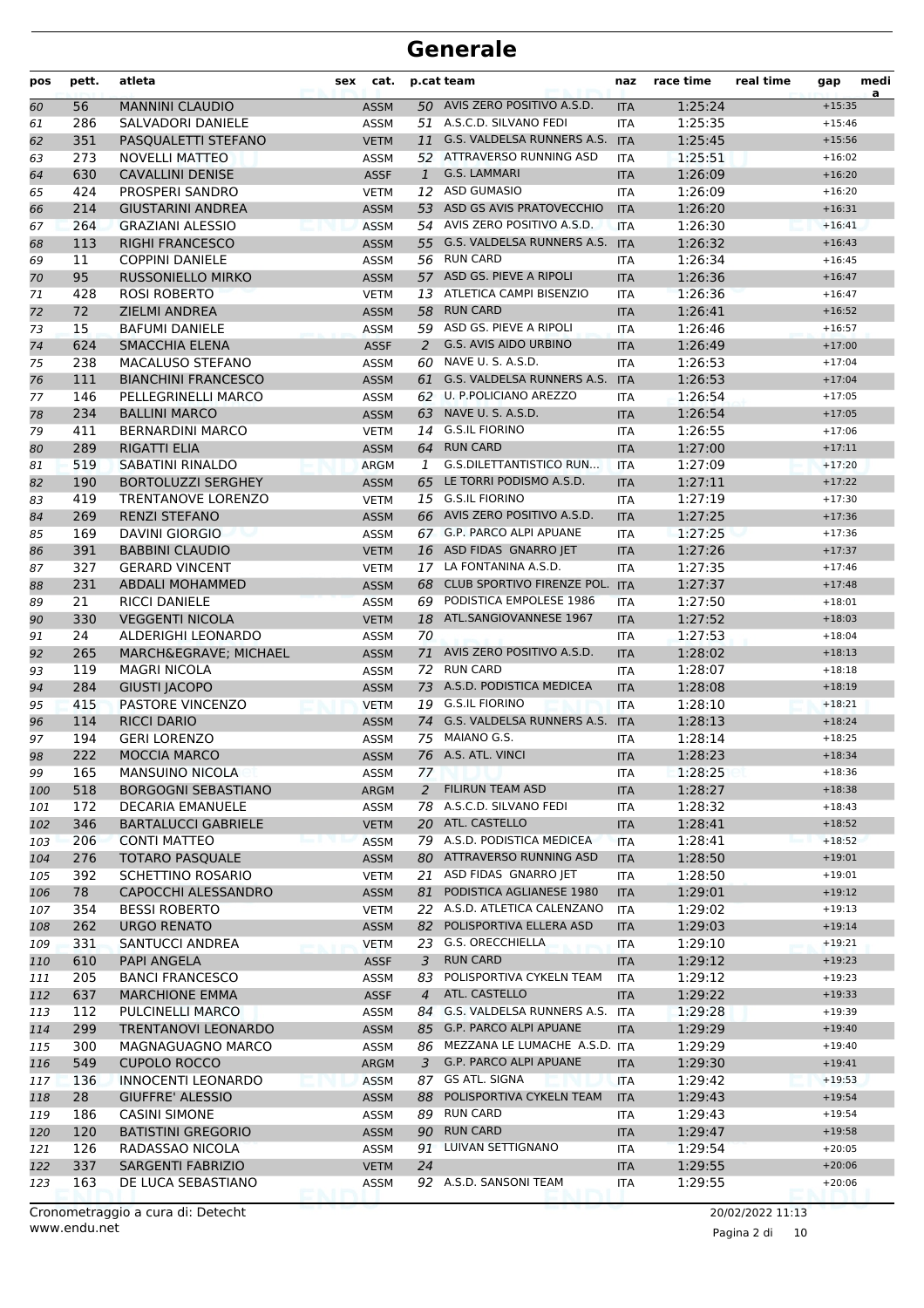# Generale

| pos | pett. | atleta | sex | cat. | p.cat | team | naz | race time | real time | gap | media |
|---|---|---|---|---|---|---|---|---|---|---|---|
| 60 | 56 | MANNINI CLAUDIO | | ASSM | 50 | AVIS ZERO POSITIVO A.S.D. | ITA | 1:25:24 | | +15:35 | |
| 61 | 286 | SALVADORI DANIELE | | ASSM | 51 | A.S.C.D. SILVANO FEDI | ITA | 1:25:35 | | +15:46 | |
| 62 | 351 | PASQUALETTI STEFANO | | VETM | 11 | G.S. VALDELSA RUNNERS A.S. | ITA | 1:25:45 | | +15:56 | |
| 63 | 273 | NOVELLI MATTEO | | ASSM | 52 | ATTRAVERSO RUNNING ASD | ITA | 1:25:51 | | +16:02 | |
| 64 | 630 | CAVALLINI DENISE | | ASSF | 1 | G.S. LAMMARI | ITA | 1:26:09 | | +16:20 | |
| 65 | 424 | PROSPERI SANDRO | | VETM | 12 | ASD GUMASIO | ITA | 1:26:09 | | +16:20 | |
| 66 | 214 | GIUSTARINI ANDREA | | ASSM | 53 | ASD GS AVIS PRATOVECCHIO | ITA | 1:26:20 | | +16:31 | |
| 67 | 264 | GRAZIANI ALESSIO | | ASSM | 54 | AVIS ZERO POSITIVO A.S.D. | ITA | 1:26:30 | | +16:41 | |
| 68 | 113 | RIGHI FRANCESCO | | ASSM | 55 | G.S. VALDELSA RUNNERS A.S. | ITA | 1:26:32 | | +16:43 | |
| 69 | 11 | COPPINI DANIELE | | ASSM | 56 | RUN CARD | ITA | 1:26:34 | | +16:45 | |
| 70 | 95 | RUSSONIELLO MIRKO | | ASSM | 57 | ASD GS. PIEVE A RIPOLI | ITA | 1:26:36 | | +16:47 | |
| 71 | 428 | ROSI ROBERTO | | VETM | 13 | ATLETICA CAMPI BISENZIO | ITA | 1:26:36 | | +16:47 | |
| 72 | 72 | ZIELMI ANDREA | | ASSM | 58 | RUN CARD | ITA | 1:26:41 | | +16:52 | |
| 73 | 15 | BAFUMI DANIELE | | ASSM | 59 | ASD GS. PIEVE A RIPOLI | ITA | 1:26:46 | | +16:57 | |
| 74 | 624 | SMACCHIA ELENA | | ASSF | 2 | G.S. AVIS AIDO URBINO | ITA | 1:26:49 | | +17:00 | |
| 75 | 238 | MACALUSO STEFANO | | ASSM | 60 | NAVE U. S. A.S.D. | ITA | 1:26:53 | | +17:04 | |
| 76 | 111 | BIANCHINI FRANCESCO | | ASSM | 61 | G.S. VALDELSA RUNNERS A.S. | ITA | 1:26:53 | | +17:04 | |
| 77 | 146 | PELLEGRINELLI MARCO | | ASSM | 62 | U. P.POLICIANO AREZZO | ITA | 1:26:54 | | +17:05 | |
| 78 | 234 | BALLINI MARCO | | ASSM | 63 | NAVE U. S. A.S.D. | ITA | 1:26:54 | | +17:05 | |
| 79 | 411 | BERNARDINI MARCO | | VETM | 14 | G.S.IL FIORINO | ITA | 1:26:55 | | +17:06 | |
| 80 | 289 | RIGATTI ELIA | | ASSM | 64 | RUN CARD | ITA | 1:27:00 | | +17:11 | |
| 81 | 519 | SABATINI RINALDO | | ARGM | 1 | G.S.DILETTANTISTICO RUN... | ITA | 1:27:09 | | +17:20 | |
| 82 | 190 | BORTOLUZZI SERGHEY | | ASSM | 65 | LE TORRI PODISMO A.S.D. | ITA | 1:27:11 | | +17:22 | |
| 83 | 419 | TRENTANOVE LORENZO | | VETM | 15 | G.S.IL FIORINO | ITA | 1:27:19 | | +17:30 | |
| 84 | 269 | RENZI STEFANO | | ASSM | 66 | AVIS ZERO POSITIVO A.S.D. | ITA | 1:27:25 | | +17:36 | |
| 85 | 169 | DAVINI GIORGIO | | ASSM | 67 | G.P. PARCO ALPI APUANE | ITA | 1:27:25 | | +17:36 | |
| 86 | 391 | BABBINI CLAUDIO | | VETM | 16 | ASD FIDAS GNARRO JET | ITA | 1:27:26 | | +17:37 | |
| 87 | 327 | GERARD VINCENT | | VETM | 17 | LA FONTANINA A.S.D. | ITA | 1:27:35 | | +17:46 | |
| 88 | 231 | ABDALI MOHAMMED | | ASSM | 68 | CLUB SPORTIVO FIRENZE POL. | ITA | 1:27:37 | | +17:48 | |
| 89 | 21 | RICCI DANIELE | | ASSM | 69 | PODISTICA EMPOLESE 1986 | ITA | 1:27:50 | | +18:01 | |
| 90 | 330 | VEGGENTI NICOLA | | VETM | 18 | ATL.SANGIOVANNESE 1967 | ITA | 1:27:52 | | +18:03 | |
| 91 | 24 | ALDERIGHI LEONARDO | | ASSM | 70 | | ITA | 1:27:53 | | +18:04 | |
| 92 | 265 | MARCH&EGRAVE; MICHAEL | | ASSM | 71 | AVIS ZERO POSITIVO A.S.D. | ITA | 1:28:02 | | +18:13 | |
| 93 | 119 | MAGRI NICOLA | | ASSM | 72 | RUN CARD | ITA | 1:28:07 | | +18:18 | |
| 94 | 284 | GIUSTI JACOPO | | ASSM | 73 | A.S.D. PODISTICA MEDICEA | ITA | 1:28:08 | | +18:19 | |
| 95 | 415 | PASTORE VINCENZO | | VETM | 19 | G.S.IL FIORINO | ITA | 1:28:10 | | +18:21 | |
| 96 | 114 | RICCI DARIO | | ASSM | 74 | G.S. VALDELSA RUNNERS A.S. | ITA | 1:28:13 | | +18:24 | |
| 97 | 194 | GERI LORENZO | | ASSM | 75 | MAIANO G.S. | ITA | 1:28:14 | | +18:25 | |
| 98 | 222 | MOCCIA MARCO | | ASSM | 76 | A.S. ATL. VINCI | ITA | 1:28:23 | | +18:34 | |
| 99 | 165 | MANSUINO NICOLA | | ASSM | 77 | | ITA | 1:28:25 | | +18:36 | |
| 100 | 518 | BORGOGNI SEBASTIANO | | ARGM | 2 | FILIRUN TEAM ASD | ITA | 1:28:27 | | +18:38 | |
| 101 | 172 | DECARIA EMANUELE | | ASSM | 78 | A.S.C.D. SILVANO FEDI | ITA | 1:28:32 | | +18:43 | |
| 102 | 346 | BARTALUCCI GABRIELE | | VETM | 20 | ATL. CASTELLO | ITA | 1:28:41 | | +18:52 | |
| 103 | 206 | CONTI MATTEO | | ASSM | 79 | A.S.D. PODISTICA MEDICEA | ITA | 1:28:41 | | +18:52 | |
| 104 | 276 | TOTARO PASQUALE | | ASSM | 80 | ATTRAVERSO RUNNING ASD | ITA | 1:28:50 | | +19:01 | |
| 105 | 392 | SCHETTINO ROSARIO | | VETM | 21 | ASD FIDAS GNARRO JET | ITA | 1:28:50 | | +19:01 | |
| 106 | 78 | CAPOCCHI ALESSANDRO | | ASSM | 81 | PODISTICA AGLIANESE 1980 | ITA | 1:29:01 | | +19:12 | |
| 107 | 354 | BESSI ROBERTO | | VETM | 22 | A.S.D. ATLETICA CALENZANO | ITA | 1:29:02 | | +19:13 | |
| 108 | 262 | URGO RENATO | | ASSM | 82 | POLISPORTIVA ELLERA ASD | ITA | 1:29:03 | | +19:14 | |
| 109 | 331 | SANTUCCI ANDREA | | VETM | 23 | G.S. ORECCHIELLA | ITA | 1:29:10 | | +19:21 | |
| 110 | 610 | PAPI ANGELA | | ASSF | 3 | RUN CARD | ITA | 1:29:12 | | +19:23 | |
| 111 | 205 | BANCI FRANCESCO | | ASSM | 83 | POLISPORTIVA CYKELN TEAM | ITA | 1:29:12 | | +19:23 | |
| 112 | 637 | MARCHIONE EMMA | | ASSF | 4 | ATL. CASTELLO | ITA | 1:29:22 | | +19:33 | |
| 113 | 112 | PULCINELLI MARCO | | ASSM | 84 | G.S. VALDELSA RUNNERS A.S. | ITA | 1:29:28 | | +19:39 | |
| 114 | 299 | TRENTANOVI LEONARDO | | ASSM | 85 | G.P. PARCO ALPI APUANE | ITA | 1:29:29 | | +19:40 | |
| 115 | 300 | MAGNAGUAGNO MARCO | | ASSM | 86 | MEZZANA LE LUMACHE A.S.D. | ITA | 1:29:29 | | +19:40 | |
| 116 | 549 | CUPOLO ROCCO | | ARGM | 3 | G.P. PARCO ALPI APUANE | ITA | 1:29:30 | | +19:41 | |
| 117 | 136 | INNOCENTI LEONARDO | | ASSM | 87 | GS ATL. SIGNA | ITA | 1:29:42 | | +19:53 | |
| 118 | 28 | GIUFFRE' ALESSIO | | ASSM | 88 | POLISPORTIVA CYKELN TEAM | ITA | 1:29:43 | | +19:54 | |
| 119 | 186 | CASINI SIMONE | | ASSM | 89 | RUN CARD | ITA | 1:29:43 | | +19:54 | |
| 120 | 120 | BATISTINI GREGORIO | | ASSM | 90 | RUN CARD | ITA | 1:29:47 | | +19:58 | |
| 121 | 126 | RADASSAO NICOLA | | ASSM | 91 | LUIVAN SETTIGNANO | ITA | 1:29:54 | | +20:05 | |
| 122 | 337 | SARGENTI FABRIZIO | | VETM | 24 | | ITA | 1:29:55 | | +20:06 | |
| 123 | 163 | DE LUCA SEBASTIANO | | ASSM | 92 | A.S.D. SANSONI TEAM | ITA | 1:29:55 | | +20:06 | |

Cronometraggio a cura di: Detecht
www.endu.net

20/02/2022 11:13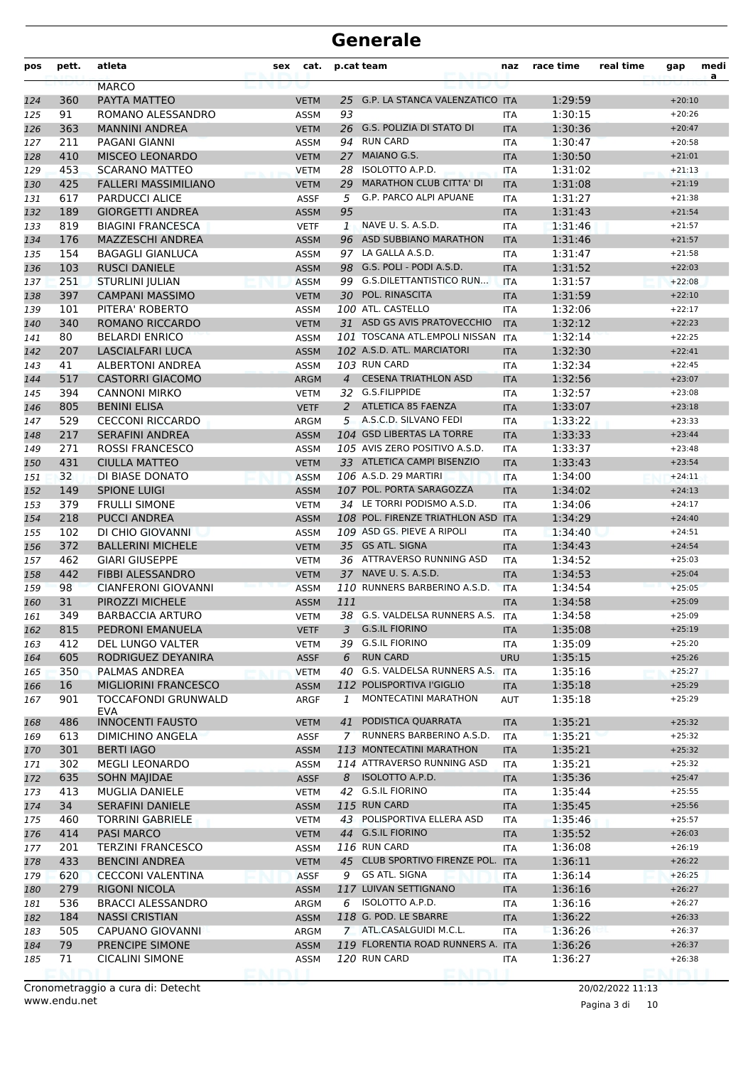# Generale

| pos | pett. | atleta | sex | cat. | p.cat | team | naz | race time | real time | gap | media |
|---|---|---|---|---|---|---|---|---|---|---|---|
| | | MARCO | | | | | | | | | |
| 124 | 360 | PAYTA MATTEO | | VETM | 25 | G.P. LA STANCA VALENZATICO | ITA | 1:29:59 | | +20:10 | |
| 125 | 91 | ROMANO ALESSANDRO | | ASSM | 93 | | ITA | 1:30:15 | | +20:26 | |
| 126 | 363 | MANNINI ANDREA | | VETM | 26 | G.S. POLIZIA DI STATO DI | ITA | 1:30:36 | | +20:47 | |
| 127 | 211 | PAGANI GIANNI | | ASSM | 94 | RUN CARD | ITA | 1:30:47 | | +20:58 | |
| 128 | 410 | MISCEO LEONARDO | | VETM | 27 | MAIANO G.S. | ITA | 1:30:50 | | +21:01 | |
| 129 | 453 | SCARANO MATTEO | | VETM | 28 | ISOLOTTO A.P.D. | ITA | 1:31:02 | | +21:13 | |
| 130 | 425 | FALLERI MASSIMILIANO | | VETM | 29 | MARATHON CLUB CITTA' DI | ITA | 1:31:08 | | +21:19 | |
| 131 | 617 | PARDUCCI ALICE | | ASSF | 5 | G.P. PARCO ALPI APUANE | ITA | 1:31:27 | | +21:38 | |
| 132 | 189 | GIORGETTI ANDREA | | ASSM | 95 | | ITA | 1:31:43 | | +21:54 | |
| 133 | 819 | BIAGINI FRANCESCA | | VETF | 1 | NAVE U. S. A.S.D. | ITA | 1:31:46 | | +21:57 | |
| 134 | 176 | MAZZESCHI ANDREA | | ASSM | 96 | ASD SUBBIANO MARATHON | ITA | 1:31:46 | | +21:57 | |
| 135 | 154 | BAGAGLI GIANLUCA | | ASSM | 97 | LA GALLA A.S.D. | ITA | 1:31:47 | | +21:58 | |
| 136 | 103 | RUSCI DANIELE | | ASSM | 98 | G.S. POLI - PODI A.S.D. | ITA | 1:31:52 | | +22:03 | |
| 137 | 251 | STURLINI JULIAN | | ASSM | 99 | G.S.DILETTANTISTICO RUN... | ITA | 1:31:57 | | +22:08 | |
| 138 | 397 | CAMPANI MASSIMO | | VETM | 30 | POL. RINASCITA | ITA | 1:31:59 | | +22:10 | |
| 139 | 101 | PITERA' ROBERTO | | ASSM | 100 | ATL. CASTELLO | ITA | 1:32:06 | | +22:17 | |
| 140 | 340 | ROMANO RICCARDO | | VETM | 31 | ASD GS AVIS PRATOVECCHIO | ITA | 1:32:12 | | +22:23 | |
| 141 | 80 | BELARDI ENRICO | | ASSM | 101 | TOSCANA ATL.EMPOLI NISSAN | ITA | 1:32:14 | | +22:25 | |
| 142 | 207 | LASCIALFARI LUCA | | ASSM | 102 | A.S.D. ATL. MARCIATORI | ITA | 1:32:30 | | +22:41 | |
| 143 | 41 | ALBERTONI ANDREA | | ASSM | 103 | RUN CARD | ITA | 1:32:34 | | +22:45 | |
| 144 | 517 | CASTORRI GIACOMO | | ARGM | 4 | CESENA TRIATHLON ASD | ITA | 1:32:56 | | +23:07 | |
| 145 | 394 | CANNONI MIRKO | | VETM | 32 | G.S.FILIPPIDE | ITA | 1:32:57 | | +23:08 | |
| 146 | 805 | BENINI ELISA | | VETF | 2 | ATLETICA 85 FAENZA | ITA | 1:33:07 | | +23:18 | |
| 147 | 529 | CECCONI RICCARDO | | ARGM | 5 | A.S.C.D. SILVANO FEDI | ITA | 1:33:22 | | +23:33 | |
| 148 | 217 | SERAFINI ANDREA | | ASSM | 104 | GSD LIBERTAS LA TORRE | ITA | 1:33:33 | | +23:44 | |
| 149 | 271 | ROSSI FRANCESCO | | ASSM | 105 | AVIS ZERO POSITIVO A.S.D. | ITA | 1:33:37 | | +23:48 | |
| 150 | 431 | CIULLA MATTEO | | VETM | 33 | ATLETICA CAMPI BISENZIO | ITA | 1:33:43 | | +23:54 | |
| 151 | 32 | DI BIASE DONATO | | ASSM | 106 | A.S.D. 29 MARTIRI | ITA | 1:34:00 | | +24:11 | |
| 152 | 149 | SPIONE LUIGI | | ASSM | 107 | POL. PORTA SARAGOZZA | ITA | 1:34:02 | | +24:13 | |
| 153 | 379 | FRULLI SIMONE | | VETM | 34 | LE TORRI PODISMO A.S.D. | ITA | 1:34:06 | | +24:17 | |
| 154 | 218 | PUCCI ANDREA | | ASSM | 108 | POL. FIRENZE TRIATHLON ASD | ITA | 1:34:29 | | +24:40 | |
| 155 | 102 | DI CHIO GIOVANNI | | ASSM | 109 | ASD GS. PIEVE A RIPOLI | ITA | 1:34:40 | | +24:51 | |
| 156 | 372 | BALLERINI MICHELE | | VETM | 35 | GS ATL. SIGNA | ITA | 1:34:43 | | +24:54 | |
| 157 | 462 | GIARI GIUSEPPE | | VETM | 36 | ATTRAVERSO RUNNING ASD | ITA | 1:34:52 | | +25:03 | |
| 158 | 442 | FIBBI ALESSANDRO | | VETM | 37 | NAVE U. S. A.S.D. | ITA | 1:34:53 | | +25:04 | |
| 159 | 98 | CIANFERONI GIOVANNI | | ASSM | 110 | RUNNERS BARBERINO A.S.D. | ITA | 1:34:54 | | +25:05 | |
| 160 | 31 | PIROZZI MICHELE | | ASSM | 111 | | ITA | 1:34:58 | | +25:09 | |
| 161 | 349 | BARBACCIA ARTURO | | VETM | 38 | G.S. VALDELSA RUNNERS A.S. | ITA | 1:34:58 | | +25:09 | |
| 162 | 815 | PEDRONI EMANUELA | | VETF | 3 | G.S.IL FIORINO | ITA | 1:35:08 | | +25:19 | |
| 163 | 412 | DEL LUNGO VALTER | | VETM | 39 | G.S.IL FIORINO | ITA | 1:35:09 | | +25:20 | |
| 164 | 605 | RODRIGUEZ DEYANIRA | | ASSF | 6 | RUN CARD | URU | 1:35:15 | | +25:26 | |
| 165 | 350 | PALMAS ANDREA | | VETM | 40 | G.S. VALDELSA RUNNERS A.S. | ITA | 1:35:16 | | +25:27 | |
| 166 | 16 | MIGLIORINI FRANCESCO | | ASSM | 112 | POLISPORTIVA I'GIGLIO | ITA | 1:35:18 | | +25:29 | |
| 167 | 901 | TOCCAFONDI GRUNWALD EVA | | ARGF | 1 | MONTECATINI MARATHON | AUT | 1:35:18 | | +25:29 | |
| 168 | 486 | INNOCENTI FAUSTO | | VETM | 41 | PODISTICA QUARRATA | ITA | 1:35:21 | | +25:32 | |
| 169 | 613 | DIMICHINO ANGELA | | ASSF | 7 | RUNNERS BARBERINO A.S.D. | ITA | 1:35:21 | | +25:32 | |
| 170 | 301 | BERTI IAGO | | ASSM | 113 | MONTECATINI MARATHON | ITA | 1:35:21 | | +25:32 | |
| 171 | 302 | MEGLI LEONARDO | | ASSM | 114 | ATTRAVERSO RUNNING ASD | ITA | 1:35:21 | | +25:32 | |
| 172 | 635 | SOHN MAJIDAE | | ASSF | 8 | ISOLOTTO A.P.D. | ITA | 1:35:36 | | +25:47 | |
| 173 | 413 | MUGLIA DANIELE | | VETM | 42 | G.S.IL FIORINO | ITA | 1:35:44 | | +25:55 | |
| 174 | 34 | SERAFINI DANIELE | | ASSM | 115 | RUN CARD | ITA | 1:35:45 | | +25:56 | |
| 175 | 460 | TORRINI GABRIELE | | VETM | 43 | POLISPORTIVA ELLERA ASD | ITA | 1:35:46 | | +25:57 | |
| 176 | 414 | PASI MARCO | | VETM | 44 | G.S.IL FIORINO | ITA | 1:35:52 | | +26:03 | |
| 177 | 201 | TERZINI FRANCESCO | | ASSM | 116 | RUN CARD | ITA | 1:36:08 | | +26:19 | |
| 178 | 433 | BENCINI ANDREA | | VETM | 45 | CLUB SPORTIVO FIRENZE POL. | ITA | 1:36:11 | | +26:22 | |
| 179 | 620 | CECCONI VALENTINA | | ASSF | 9 | GS ATL. SIGNA | ITA | 1:36:14 | | +26:25 | |
| 180 | 279 | RIGONI NICOLA | | ASSM | 117 | LUIVAN SETTIGNANO | ITA | 1:36:16 | | +26:27 | |
| 181 | 536 | BRACCI ALESSANDRO | | ARGM | 6 | ISOLOTTO A.P.D. | ITA | 1:36:16 | | +26:27 | |
| 182 | 184 | NASSI CRISTIAN | | ASSM | 118 | G. POD. LE SBARRE | ITA | 1:36:22 | | +26:33 | |
| 183 | 505 | CAPUANO GIOVANNI | | ARGM | 7 | ATL.CASALGUIDI M.C.L. | ITA | 1:36:26 | | +26:37 | |
| 184 | 79 | PRENCIPE SIMONE | | ASSM | 119 | FLORENTIA ROAD RUNNERS A. | ITA | 1:36:26 | | +26:37 | |
| 185 | 71 | CICALINI SIMONE | | ASSM | 120 | RUN CARD | ITA | 1:36:27 | | +26:38 | |

Cronometraggio a cura di: Detecht
www.endu.net

20/02/2022 11:13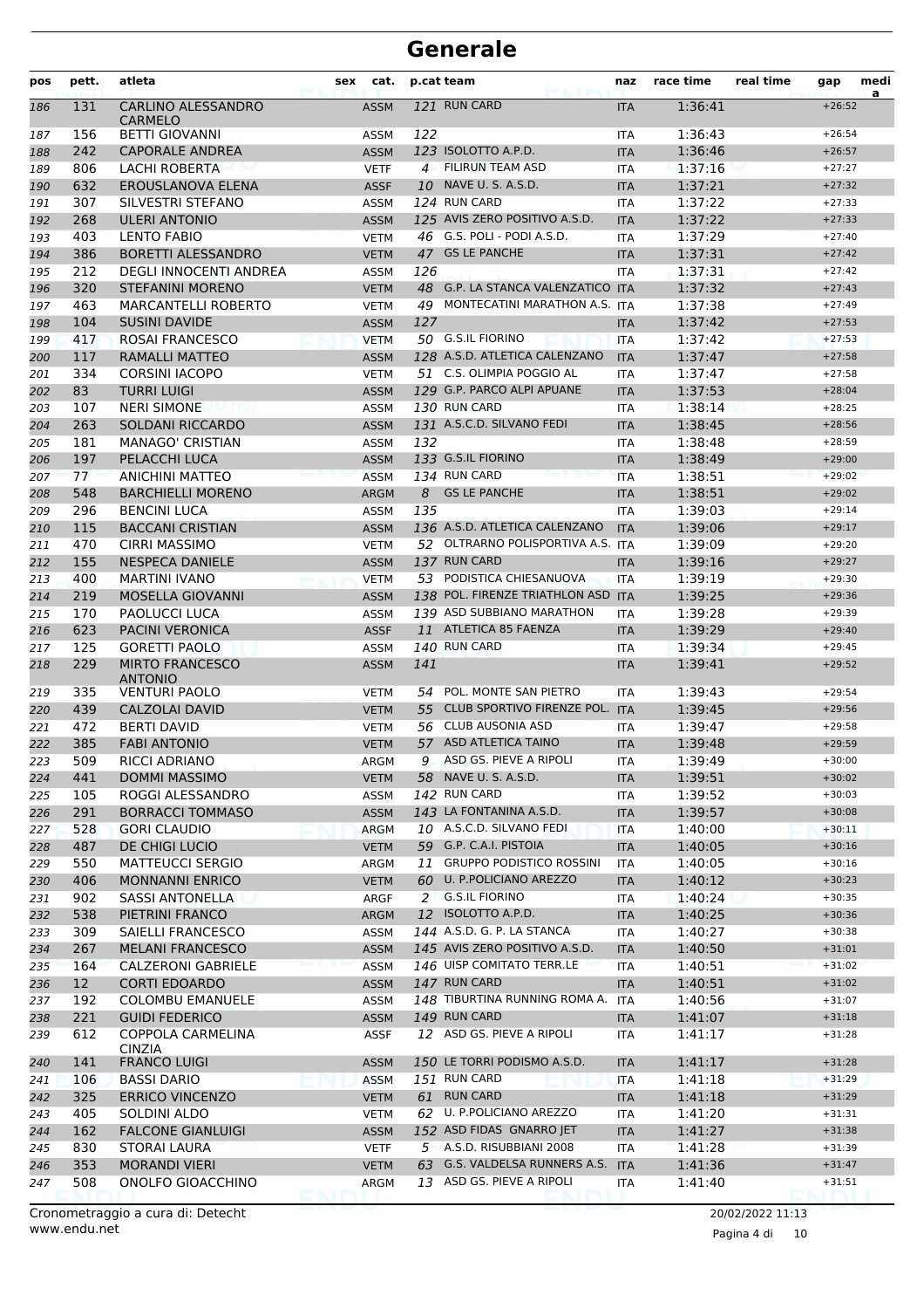# Generale

| pos | pett. | atleta | sex | cat. | p.cat | team | naz | race time | real time | gap | media |
|---|---|---|---|---|---|---|---|---|---|---|---|
| 186 | 131 | CARLINO ALESSANDRO CARMELO | | ASSM | 121 | RUN CARD | ITA | 1:36:41 | | +26:52 | |
| 187 | 156 | BETTI GIOVANNI | | ASSM | 122 | | ITA | 1:36:43 | | +26:54 | |
| 188 | 242 | CAPORALE ANDREA | | ASSM | 123 | ISOLOTTO A.P.D. | ITA | 1:36:46 | | +26:57 | |
| 189 | 806 | LACHI ROBERTA | | VETF | 4 | FILIRUN TEAM ASD | ITA | 1:37:16 | | +27:27 | |
| 190 | 632 | EROUSLANOVA ELENA | | ASSF | 10 | NAVE U. S. A.S.D. | ITA | 1:37:21 | | +27:32 | |
| 191 | 307 | SILVESTRI STEFANO | | ASSM | 124 | RUN CARD | ITA | 1:37:22 | | +27:33 | |
| 192 | 268 | ULERI ANTONIO | | ASSM | 125 | AVIS ZERO POSITIVO A.S.D. | ITA | 1:37:22 | | +27:33 | |
| 193 | 403 | LENTO FABIO | | VETM | 46 | G.S. POLI - PODI A.S.D. | ITA | 1:37:29 | | +27:40 | |
| 194 | 386 | BORETTI ALESSANDRO | | VETM | 47 | GS LE PANCHE | ITA | 1:37:31 | | +27:42 | |
| 195 | 212 | DEGLI INNOCENTI ANDREA | | ASSM | 126 | | ITA | 1:37:31 | | +27:42 | |
| 196 | 320 | STEFANINI MORENO | | VETM | 48 | G.P. LA STANCA VALENZATICO | ITA | 1:37:32 | | +27:43 | |
| 197 | 463 | MARCANTELLI ROBERTO | | VETM | 49 | MONTECATINI MARATHON A.S. | ITA | 1:37:38 | | +27:49 | |
| 198 | 104 | SUSINI DAVIDE | | ASSM | 127 | | ITA | 1:37:42 | | +27:53 | |
| 199 | 417 | ROSAI FRANCESCO | | VETM | 50 | G.S.IL FIORINO | ITA | 1:37:42 | | +27:53 | |
| 200 | 117 | RAMALLI MATTEO | | ASSM | 128 | A.S.D. ATLETICA CALENZANO | ITA | 1:37:47 | | +27:58 | |
| 201 | 334 | CORSINI IACOPO | | VETM | 51 | C.S. OLIMPIA POGGIO AL | ITA | 1:37:47 | | +27:58 | |
| 202 | 83 | TURRI LUIGI | | ASSM | 129 | G.P. PARCO ALPI APUANE | ITA | 1:37:53 | | +28:04 | |
| 203 | 107 | NERI SIMONE | | ASSM | 130 | RUN CARD | ITA | 1:38:14 | | +28:25 | |
| 204 | 263 | SOLDANI RICCARDO | | ASSM | 131 | A.S.C.D. SILVANO FEDI | ITA | 1:38:45 | | +28:56 | |
| 205 | 181 | MANAGO' CRISTIAN | | ASSM | 132 | | ITA | 1:38:48 | | +28:59 | |
| 206 | 197 | PELACCHI LUCA | | ASSM | 133 | G.S.IL FIORINO | ITA | 1:38:49 | | +29:00 | |
| 207 | 77 | ANICHINI MATTEO | | ASSM | 134 | RUN CARD | ITA | 1:38:51 | | +29:02 | |
| 208 | 548 | BARCHIELLI MORENO | | ARGM | 8 | GS LE PANCHE | ITA | 1:38:51 | | +29:02 | |
| 209 | 296 | BENCINI LUCA | | ASSM | 135 | | ITA | 1:39:03 | | +29:14 | |
| 210 | 115 | BACCANI CRISTIAN | | ASSM | 136 | A.S.D. ATLETICA CALENZANO | ITA | 1:39:06 | | +29:17 | |
| 211 | 470 | CIRRI MASSIMO | | VETM | 52 | OLTRARNO POLISPORTIVA A.S. | ITA | 1:39:09 | | +29:20 | |
| 212 | 155 | NESPECA DANIELE | | ASSM | 137 | RUN CARD | ITA | 1:39:16 | | +29:27 | |
| 213 | 400 | MARTINI IVANO | | VETM | 53 | PODISTICA CHIESANUOVA | ITA | 1:39:19 | | +29:30 | |
| 214 | 219 | MOSELLA GIOVANNI | | ASSM | 138 | POL. FIRENZE TRIATHLON ASD | ITA | 1:39:25 | | +29:36 | |
| 215 | 170 | PAOLUCCI LUCA | | ASSM | 139 | ASD SUBBIANO MARATHON | ITA | 1:39:28 | | +29:39 | |
| 216 | 623 | PACINI VERONICA | | ASSF | 11 | ATLETICA 85 FAENZA | ITA | 1:39:29 | | +29:40 | |
| 217 | 125 | GORETTI PAOLO | | ASSM | 140 | RUN CARD | ITA | 1:39:34 | | +29:45 | |
| 218 | 229 | MIRTO FRANCESCO ANTONIO | | ASSM | 141 | | ITA | 1:39:41 | | +29:52 | |
| 219 | 335 | VENTURI PAOLO | | VETM | 54 | POL. MONTE SAN PIETRO | ITA | 1:39:43 | | +29:54 | |
| 220 | 439 | CALZOLAI DAVID | | VETM | 55 | CLUB SPORTIVO FIRENZE POL. | ITA | 1:39:45 | | +29:56 | |
| 221 | 472 | BERTI DAVID | | VETM | 56 | CLUB AUSONIA ASD | ITA | 1:39:47 | | +29:58 | |
| 222 | 385 | FABI ANTONIO | | VETM | 57 | ASD ATLETICA TAINO | ITA | 1:39:48 | | +29:59 | |
| 223 | 509 | RICCI ADRIANO | | ARGM | 9 | ASD GS. PIEVE A RIPOLI | ITA | 1:39:49 | | +30:00 | |
| 224 | 441 | DOMMI MASSIMO | | VETM | 58 | NAVE U. S. A.S.D. | ITA | 1:39:51 | | +30:02 | |
| 225 | 105 | ROGGI ALESSANDRO | | ASSM | 142 | RUN CARD | ITA | 1:39:52 | | +30:03 | |
| 226 | 291 | BORRACCI TOMMASO | | ASSM | 143 | LA FONTANINA A.S.D. | ITA | 1:39:57 | | +30:08 | |
| 227 | 528 | GORI CLAUDIO | | ARGM | 10 | A.S.C.D. SILVANO FEDI | ITA | 1:40:00 | | +30:11 | |
| 228 | 487 | DE CHIGI LUCIO | | VETM | 59 | G.P. C.A.I. PISTOIA | ITA | 1:40:05 | | +30:16 | |
| 229 | 550 | MATTEUCCI SERGIO | | ARGM | 11 | GRUPPO PODISTICO ROSSINI | ITA | 1:40:05 | | +30:16 | |
| 230 | 406 | MONNANNI ENRICO | | VETM | 60 | U. P.POLICIANO AREZZO | ITA | 1:40:12 | | +30:23 | |
| 231 | 902 | SASSI ANTONELLA | | ARGF | 2 | G.S.IL FIORINO | ITA | 1:40:24 | | +30:35 | |
| 232 | 538 | PIETRINI FRANCO | | ARGM | 12 | ISOLOTTO A.P.D. | ITA | 1:40:25 | | +30:36 | |
| 233 | 309 | SAIELLI FRANCESCO | | ASSM | 144 | A.S.D. G. P. LA STANCA | ITA | 1:40:27 | | +30:38 | |
| 234 | 267 | MELANI FRANCESCO | | ASSM | 145 | AVIS ZERO POSITIVO A.S.D. | ITA | 1:40:50 | | +31:01 | |
| 235 | 164 | CALZERONI GABRIELE | | ASSM | 146 | UISP COMITATO TERR.LE | ITA | 1:40:51 | | +31:02 | |
| 236 | 12 | CORTI EDOARDO | | ASSM | 147 | RUN CARD | ITA | 1:40:51 | | +31:02 | |
| 237 | 192 | COLOMBU EMANUELE | | ASSM | 148 | TIBURTINA RUNNING ROMA A. | ITA | 1:40:56 | | +31:07 | |
| 238 | 221 | GUIDI FEDERICO | | ASSM | 149 | RUN CARD | ITA | 1:41:07 | | +31:18 | |
| 239 | 612 | COPPOLA CARMELINA CINZIA | | ASSF | 12 | ASD GS. PIEVE A RIPOLI | ITA | 1:41:17 | | +31:28 | |
| 240 | 141 | FRANCO LUIGI | | ASSM | 150 | LE TORRI PODISMO A.S.D. | ITA | 1:41:17 | | +31:28 | |
| 241 | 106 | BASSI DARIO | | ASSM | 151 | RUN CARD | ITA | 1:41:18 | | +31:29 | |
| 242 | 325 | ERRICO VINCENZO | | VETM | 61 | RUN CARD | ITA | 1:41:18 | | +31:29 | |
| 243 | 405 | SOLDINI ALDO | | VETM | 62 | U. P.POLICIANO AREZZO | ITA | 1:41:20 | | +31:31 | |
| 244 | 162 | FALCONE GIANLUIGI | | ASSM | 152 | ASD FIDAS GNARRO JET | ITA | 1:41:27 | | +31:38 | |
| 245 | 830 | STORAI LAURA | | VETF | 5 | A.S.D. RISUBBIANI 2008 | ITA | 1:41:28 | | +31:39 | |
| 246 | 353 | MORANDI VIERI | | VETM | 63 | G.S. VALDELSA RUNNERS A.S. | ITA | 1:41:36 | | +31:47 | |
| 247 | 508 | ONOLFO GIOACCHINO | | ARGM | 13 | ASD GS. PIEVE A RIPOLI | ITA | 1:41:40 | | +31:51 | |

Cronometraggio a cura di: Detecht
www.endu.net

20/02/2022 11:13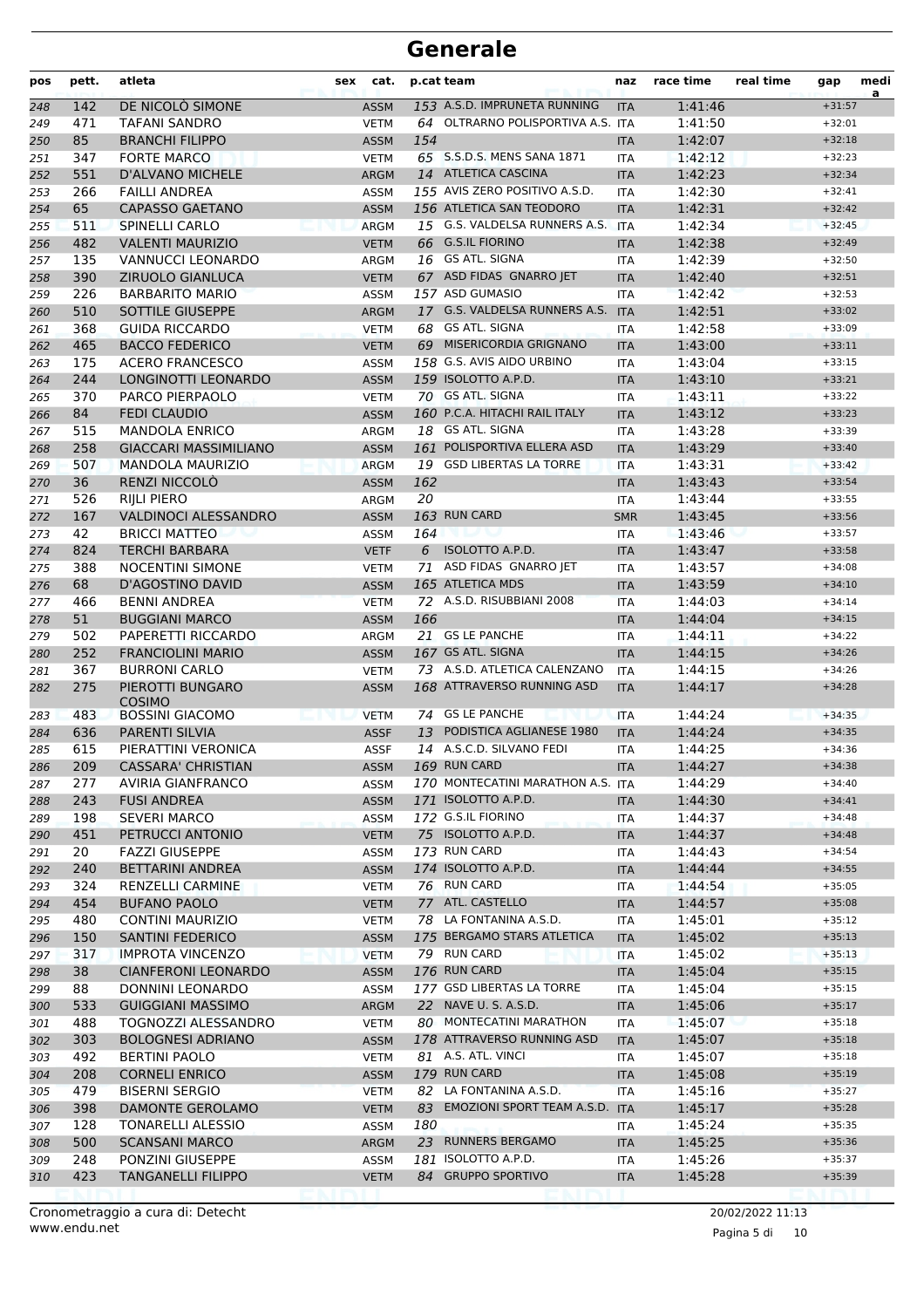# Generale

| pos | pett. | atleta | sex | cat. | p.cat | team | naz | race time | real time | gap | media |
|---|---|---|---|---|---|---|---|---|---|---|---|
| 248 | 142 | DE NICOLÒ SIMONE | | ASSM | 153 | A.S.D. IMPRUNETA RUNNING | ITA | 1:41:46 | | +31:57 | |
| 249 | 471 | TAFANI SANDRO | | VETM | 64 | OLTRARNO POLISPORTIVA A.S. | ITA | 1:41:50 | | +32:01 | |
| 250 | 85 | BRANCHI FILIPPO | | ASSM | 154 | | ITA | 1:42:07 | | +32:18 | |
| 251 | 347 | FORTE MARCO | | VETM | 65 | S.S.D.S. MENS SANA 1871 | ITA | 1:42:12 | | +32:23 | |
| 252 | 551 | D'ALVANO MICHELE | | ARGM | 14 | ATLETICA CASCINA | ITA | 1:42:23 | | +32:34 | |
| 253 | 266 | FAILLI ANDREA | | ASSM | 155 | AVIS ZERO POSITIVO A.S.D. | ITA | 1:42:30 | | +32:41 | |
| 254 | 65 | CAPASSO GAETANO | | ASSM | 156 | ATLETICA SAN TEODORO | ITA | 1:42:31 | | +32:42 | |
| 255 | 511 | SPINELLI CARLO | | ARGM | 15 | G.S. VALDELSA RUNNERS A.S. | ITA | 1:42:34 | | +32:45 | |
| 256 | 482 | VALENTI MAURIZIO | | VETM | 66 | G.S.IL FIORINO | ITA | 1:42:38 | | +32:49 | |
| 257 | 135 | VANNUCCI LEONARDO | | ARGM | 16 | GS ATL. SIGNA | ITA | 1:42:39 | | +32:50 | |
| 258 | 390 | ZIRUOLO GIANLUCA | | VETM | 67 | ASD FIDAS GNARRO JET | ITA | 1:42:40 | | +32:51 | |
| 259 | 226 | BARBARITO MARIO | | ASSM | 157 | ASD GUMASIO | ITA | 1:42:42 | | +32:53 | |
| 260 | 510 | SOTTILE GIUSEPPE | | ARGM | 17 | G.S. VALDELSA RUNNERS A.S. | ITA | 1:42:51 | | +33:02 | |
| 261 | 368 | GUIDA RICCARDO | | VETM | 68 | GS ATL. SIGNA | ITA | 1:42:58 | | +33:09 | |
| 262 | 465 | BACCO FEDERICO | | VETM | 69 | MISERICORDIA GRIGNANO | ITA | 1:43:00 | | +33:11 | |
| 263 | 175 | ACERO FRANCESCO | | ASSM | 158 | G.S. AVIS AIDO URBINO | ITA | 1:43:04 | | +33:15 | |
| 264 | 244 | LONGINOTTI LEONARDO | | ASSM | 159 | ISOLOTTO A.P.D. | ITA | 1:43:10 | | +33:21 | |
| 265 | 370 | PARCO PIERPAOLO | | VETM | 70 | GS ATL. SIGNA | ITA | 1:43:11 | | +33:22 | |
| 266 | 84 | FEDI CLAUDIO | | ASSM | 160 | P.C.A. HITACHI RAIL ITALY | ITA | 1:43:12 | | +33:23 | |
| 267 | 515 | MANDOLA ENRICO | | ARGM | 18 | GS ATL. SIGNA | ITA | 1:43:28 | | +33:39 | |
| 268 | 258 | GIACCARI MASSIMILIANO | | ASSM | 161 | POLISPORTIVA ELLERA ASD | ITA | 1:43:29 | | +33:40 | |
| 269 | 507 | MANDOLA MAURIZIO | | ARGM | 19 | GSD LIBERTAS LA TORRE | ITA | 1:43:31 | | +33:42 | |
| 270 | 36 | RENZI NICCOLÒ | | ASSM | 162 | | ITA | 1:43:43 | | +33:54 | |
| 271 | 526 | RIJLI PIERO | | ARGM | 20 | | ITA | 1:43:44 | | +33:55 | |
| 272 | 167 | VALDINOCI ALESSANDRO | | ASSM | 163 | RUN CARD | SMR | 1:43:45 | | +33:56 | |
| 273 | 42 | BRICCI MATTEO | | ASSM | 164 | | ITA | 1:43:46 | | +33:57 | |
| 274 | 824 | TERCHI BARBARA | | VETF | 6 | ISOLOTTO A.P.D. | ITA | 1:43:47 | | +33:58 | |
| 275 | 388 | NOCENTINI SIMONE | | VETM | 71 | ASD FIDAS GNARRO JET | ITA | 1:43:57 | | +34:08 | |
| 276 | 68 | D'AGOSTINO DAVID | | ASSM | 165 | ATLETICA MDS | ITA | 1:43:59 | | +34:10 | |
| 277 | 466 | BENNI ANDREA | | VETM | 72 | A.S.D. RISUBBIANI 2008 | ITA | 1:44:03 | | +34:14 | |
| 278 | 51 | BUGGIANI MARCO | | ASSM | 166 | | ITA | 1:44:04 | | +34:15 | |
| 279 | 502 | PAPERETTI RICCARDO | | ARGM | 21 | GS LE PANCHE | ITA | 1:44:11 | | +34:22 | |
| 280 | 252 | FRANCIOLINI MARIO | | ASSM | 167 | GS ATL. SIGNA | ITA | 1:44:15 | | +34:26 | |
| 281 | 367 | BURRONI CARLO | | VETM | 73 | A.S.D. ATLETICA CALENZANO | ITA | 1:44:15 | | +34:26 | |
| 282 | 275 | PIEROTTI BUNGARO COSIMO | | ASSM | 168 | ATTRAVERSO RUNNING ASD | ITA | 1:44:17 | | +34:28 | |
| 283 | 483 | BOSSINI GIACOMO | | VETM | 74 | GS LE PANCHE | ITA | 1:44:24 | | +34:35 | |
| 284 | 636 | PARENTI SILVIA | | ASSF | 13 | PODISTICA AGLIANESE 1980 | ITA | 1:44:24 | | +34:35 | |
| 285 | 615 | PIERATTINI VERONICA | | ASSF | 14 | A.S.C.D. SILVANO FEDI | ITA | 1:44:25 | | +34:36 | |
| 286 | 209 | CASSARA' CHRISTIAN | | ASSM | 169 | RUN CARD | ITA | 1:44:27 | | +34:38 | |
| 287 | 277 | AVIRIA GIANFRANCO | | ASSM | 170 | MONTECATINI MARATHON A.S. | ITA | 1:44:29 | | +34:40 | |
| 288 | 243 | FUSI ANDREA | | ASSM | 171 | ISOLOTTO A.P.D. | ITA | 1:44:30 | | +34:41 | |
| 289 | 198 | SEVERI MARCO | | ASSM | 172 | G.S.IL FIORINO | ITA | 1:44:37 | | +34:48 | |
| 290 | 451 | PETRUCCI ANTONIO | | VETM | 75 | ISOLOTTO A.P.D. | ITA | 1:44:37 | | +34:48 | |
| 291 | 20 | FAZZI GIUSEPPE | | ASSM | 173 | RUN CARD | ITA | 1:44:43 | | +34:54 | |
| 292 | 240 | BETTARINI ANDREA | | ASSM | 174 | ISOLOTTO A.P.D. | ITA | 1:44:44 | | +34:55 | |
| 293 | 324 | RENZELLI CARMINE | | VETM | 76 | RUN CARD | ITA | 1:44:54 | | +35:05 | |
| 294 | 454 | BUFANO PAOLO | | VETM | 77 | ATL. CASTELLO | ITA | 1:44:57 | | +35:08 | |
| 295 | 480 | CONTINI MAURIZIO | | VETM | 78 | LA FONTANINA A.S.D. | ITA | 1:45:01 | | +35:12 | |
| 296 | 150 | SANTINI FEDERICO | | ASSM | 175 | BERGAMO STARS ATLETICA | ITA | 1:45:02 | | +35:13 | |
| 297 | 317 | IMPROTA VINCENZO | | VETM | 79 | RUN CARD | ITA | 1:45:02 | | +35:13 | |
| 298 | 38 | CIANFERONI LEONARDO | | ASSM | 176 | RUN CARD | ITA | 1:45:04 | | +35:15 | |
| 299 | 88 | DONNINI LEONARDO | | ASSM | 177 | GSD LIBERTAS LA TORRE | ITA | 1:45:04 | | +35:15 | |
| 300 | 533 | GUIGGIANI MASSIMO | | ARGM | 22 | NAVE U. S. A.S.D. | ITA | 1:45:06 | | +35:17 | |
| 301 | 488 | TOGNOZZI ALESSANDRO | | VETM | 80 | MONTECATINI MARATHON | ITA | 1:45:07 | | +35:18 | |
| 302 | 303 | BOLOGNESI ADRIANO | | ASSM | 178 | ATTRAVERSO RUNNING ASD | ITA | 1:45:07 | | +35:18 | |
| 303 | 492 | BERTINI PAOLO | | VETM | 81 | A.S. ATL. VINCI | ITA | 1:45:07 | | +35:18 | |
| 304 | 208 | CORNELI ENRICO | | ASSM | 179 | RUN CARD | ITA | 1:45:08 | | +35:19 | |
| 305 | 479 | BISERNI SERGIO | | VETM | 82 | LA FONTANINA A.S.D. | ITA | 1:45:16 | | +35:27 | |
| 306 | 398 | DAMONTE GEROLAMO | | VETM | 83 | EMOZIONI SPORT TEAM A.S.D. | ITA | 1:45:17 | | +35:28 | |
| 307 | 128 | TONARELLI ALESSIO | | ASSM | 180 | | ITA | 1:45:24 | | +35:35 | |
| 308 | 500 | SCANSANI MARCO | | ARGM | 23 | RUNNERS BERGAMO | ITA | 1:45:25 | | +35:36 | |
| 309 | 248 | PONZINI GIUSEPPE | | ASSM | 181 | ISOLOTTO A.P.D. | ITA | 1:45:26 | | +35:37 | |
| 310 | 423 | TANGANELLI FILIPPO | | VETM | 84 | GRUPPO SPORTIVO | ITA | 1:45:28 | | +35:39 | |

Cronometraggio a cura di: Detecht
www.endu.net

20/02/2022 11:13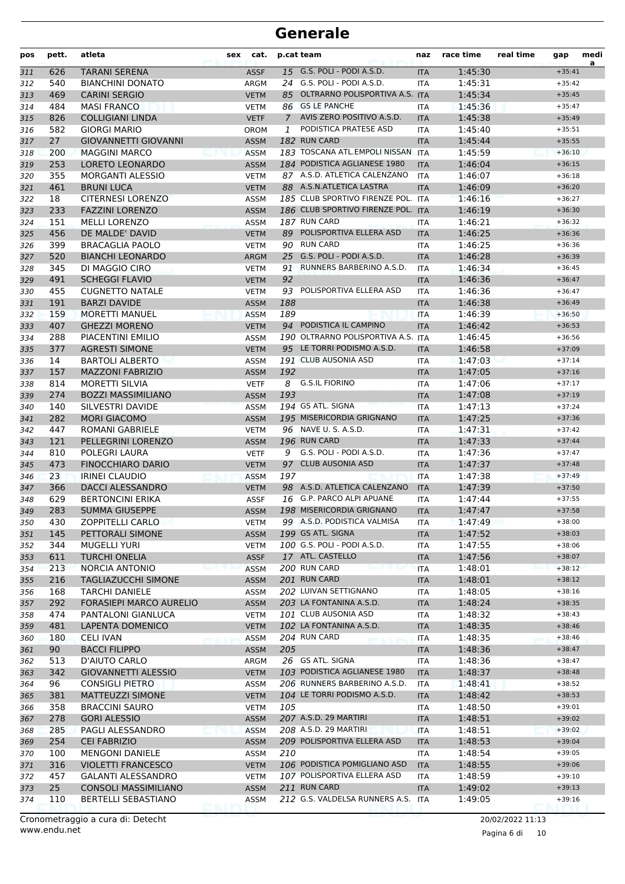# Generale

| pos | pett. | atleta | sex | cat. | p.cat | team | naz | race time | real time | gap | media |
|---|---|---|---|---|---|---|---|---|---|---|---|
| 311 | 626 | TARANI SERENA | | ASSF | 15 | G.S. POLI - PODI A.S.D. | ITA | 1:45:30 | | +35:41 | |
| 312 | 540 | BIANCHINI DONATO | | ARGM | 24 | G.S. POLI - PODI A.S.D. | ITA | 1:45:31 | | +35:42 | |
| 313 | 469 | CARINI SERGIO | | VETM | 85 | OLTRARNO POLISPORTIVA A.S. | ITA | 1:45:34 | | +35:45 | |
| 314 | 484 | MASI FRANCO | | VETM | 86 | GS LE PANCHE | ITA | 1:45:36 | | +35:47 | |
| 315 | 826 | COLLIGIANI LINDA | | VETF | 7 | AVIS ZERO POSITIVO A.S.D. | ITA | 1:45:38 | | +35:49 | |
| 316 | 582 | GIORGI MARIO | | OROM | 1 | PODISTICA PRATESE ASD | ITA | 1:45:40 | | +35:51 | |
| 317 | 27 | GIOVANNETTI GIOVANNI | | ASSM | 182 | RUN CARD | ITA | 1:45:44 | | +35:55 | |
| 318 | 200 | MAGGINI MARCO | | ASSM | 183 | TOSCANA ATL.EMPOLI NISSAN | ITA | 1:45:59 | | +36:10 | |
| 319 | 253 | LORETO LEONARDO | | ASSM | 184 | PODISTICA AGLIANESE 1980 | ITA | 1:46:04 | | +36:15 | |
| 320 | 355 | MORGANTI ALESSIO | | VETM | 87 | A.S.D. ATLETICA CALENZANO | ITA | 1:46:07 | | +36:18 | |
| 321 | 461 | BRUNI LUCA | | VETM | 88 | A.S.N.ATLETICA LASTRA | ITA | 1:46:09 | | +36:20 | |
| 322 | 18 | CITERNESI LORENZO | | ASSM | 185 | CLUB SPORTIVO FIRENZE POL. | ITA | 1:46:16 | | +36:27 | |
| 323 | 233 | FAZZINI LORENZO | | ASSM | 186 | CLUB SPORTIVO FIRENZE POL. | ITA | 1:46:19 | | +36:30 | |
| 324 | 151 | MELLI LORENZO | | ASSM | 187 | RUN CARD | ITA | 1:46:21 | | +36:32 | |
| 325 | 456 | DE MALDE' DAVID | | VETM | 89 | POLISPORTIVA ELLERA ASD | ITA | 1:46:25 | | +36:36 | |
| 326 | 399 | BRACAGLIA PAOLO | | VETM | 90 | RUN CARD | ITA | 1:46:25 | | +36:36 | |
| 327 | 520 | BIANCHI LEONARDO | | ARGM | 25 | G.S. POLI - PODI A.S.D. | ITA | 1:46:28 | | +36:39 | |
| 328 | 345 | DI MAGGIO CIRO | | VETM | 91 | RUNNERS BARBERINO A.S.D. | ITA | 1:46:34 | | +36:45 | |
| 329 | 491 | SCHEGGI FLAVIO | | VETM | 92 | | ITA | 1:46:36 | | +36:47 | |
| 330 | 455 | CUGNETTO NATALE | | VETM | 93 | POLISPORTIVA ELLERA ASD | ITA | 1:46:36 | | +36:47 | |
| 331 | 191 | BARZI DAVIDE | | ASSM | 188 | | ITA | 1:46:38 | | +36:49 | |
| 332 | 159 | MORETTI MANUEL | | ASSM | 189 | | ITA | 1:46:39 | | +36:50 | |
| 333 | 407 | GHEZZI MORENO | | VETM | 94 | PODISTICA IL CAMPINO | ITA | 1:46:42 | | +36:53 | |
| 334 | 288 | PIACENTINI EMILIO | | ASSM | 190 | OLTRARNO POLISPORTIVA A.S. | ITA | 1:46:45 | | +36:56 | |
| 335 | 377 | AGRESTI SIMONE | | VETM | 95 | LE TORRI PODISMO A.S.D. | ITA | 1:46:58 | | +37:09 | |
| 336 | 14 | BARTOLI ALBERTO | | ASSM | 191 | CLUB AUSONIA ASD | ITA | 1:47:03 | | +37:14 | |
| 337 | 157 | MAZZONI FABRIZIO | | ASSM | 192 | | ITA | 1:47:05 | | +37:16 | |
| 338 | 814 | MORETTI SILVIA | | VETF | 8 | G.S.IL FIORINO | ITA | 1:47:06 | | +37:17 | |
| 339 | 274 | BOZZI MASSIMILIANO | | ASSM | 193 | | ITA | 1:47:08 | | +37:19 | |
| 340 | 140 | SILVESTRI DAVIDE | | ASSM | 194 | GS ATL. SIGNA | ITA | 1:47:13 | | +37:24 | |
| 341 | 282 | MORI GIACOMO | | ASSM | 195 | MISERICORDIA GRIGNANO | ITA | 1:47:25 | | +37:36 | |
| 342 | 447 | ROMANI GABRIELE | | VETM | 96 | NAVE U. S. A.S.D. | ITA | 1:47:31 | | +37:42 | |
| 343 | 121 | PELLEGRINI LORENZO | | ASSM | 196 | RUN CARD | ITA | 1:47:33 | | +37:44 | |
| 344 | 810 | POLEGRI LAURA | | VETF | 9 | G.S. POLI - PODI A.S.D. | ITA | 1:47:36 | | +37:47 | |
| 345 | 473 | FINOCCHIARO DARIO | | VETM | 97 | CLUB AUSONIA ASD | ITA | 1:47:37 | | +37:48 | |
| 346 | 23 | IRINEI CLAUDIO | | ASSM | 197 | | ITA | 1:47:38 | | +37:49 | |
| 347 | 366 | DACCI ALESSANDRO | | VETM | 98 | A.S.D. ATLETICA CALENZANO | ITA | 1:47:39 | | +37:50 | |
| 348 | 629 | BERTONCINI ERIKA | | ASSF | 16 | G.P. PARCO ALPI APUANE | ITA | 1:47:44 | | +37:55 | |
| 349 | 283 | SUMMA GIUSEPPE | | ASSM | 198 | MISERICORDIA GRIGNANO | ITA | 1:47:47 | | +37:58 | |
| 350 | 430 | ZOPPITELLI CARLO | | VETM | 99 | A.S.D. PODISTICA VALMISA | ITA | 1:47:49 | | +38:00 | |
| 351 | 145 | PETTORALI SIMONE | | ASSM | 199 | GS ATL. SIGNA | ITA | 1:47:52 | | +38:03 | |
| 352 | 344 | MUGELLI YURI | | VETM | 100 | G.S. POLI - PODI A.S.D. | ITA | 1:47:55 | | +38:06 | |
| 353 | 611 | TURCHI ONELIA | | ASSF | 17 | ATL. CASTELLO | ITA | 1:47:56 | | +38:07 | |
| 354 | 213 | NORCIA ANTONIO | | ASSM | 200 | RUN CARD | ITA | 1:48:01 | | +38:12 | |
| 355 | 216 | TAGLIAZUCCHI SIMONE | | ASSM | 201 | RUN CARD | ITA | 1:48:01 | | +38:12 | |
| 356 | 168 | TARCHI DANIELE | | ASSM | 202 | LUIVAN SETTIGNANO | ITA | 1:48:05 | | +38:16 | |
| 357 | 292 | FORASIEPI MARCO AURELIO | | ASSM | 203 | LA FONTANINA A.S.D. | ITA | 1:48:24 | | +38:35 | |
| 358 | 474 | PANTALONI GIANLUCA | | VETM | 101 | CLUB AUSONIA ASD | ITA | 1:48:32 | | +38:43 | |
| 359 | 481 | LAPENTA DOMENICO | | VETM | 102 | LA FONTANINA A.S.D. | ITA | 1:48:35 | | +38:46 | |
| 360 | 180 | CELI IVAN | | ASSM | 204 | RUN CARD | ITA | 1:48:35 | | +38:46 | |
| 361 | 90 | BACCI FILIPPO | | ASSM | 205 | | ITA | 1:48:36 | | +38:47 | |
| 362 | 513 | D'AIUTO CARLO | | ARGM | 26 | GS ATL. SIGNA | ITA | 1:48:36 | | +38:47 | |
| 363 | 342 | GIOVANNETTI ALESSIO | | VETM | 103 | PODISTICA AGLIANESE 1980 | ITA | 1:48:37 | | +38:48 | |
| 364 | 96 | CONSIGLI PIETRO | | ASSM | 206 | RUNNERS BARBERINO A.S.D. | ITA | 1:48:41 | | +38:52 | |
| 365 | 381 | MATTEUZZI SIMONE | | VETM | 104 | LE TORRI PODISMO A.S.D. | ITA | 1:48:42 | | +38:53 | |
| 366 | 358 | BRACCINI SAURO | | VETM | 105 | | ITA | 1:48:50 | | +39:01 | |
| 367 | 278 | GORI ALESSIO | | ASSM | 207 | A.S.D. 29 MARTIRI | ITA | 1:48:51 | | +39:02 | |
| 368 | 285 | PAGLI ALESSANDRO | | ASSM | 208 | A.S.D. 29 MARTIRI | ITA | 1:48:51 | | +39:02 | |
| 369 | 254 | CEI FABRIZIO | | ASSM | 209 | POLISPORTIVA ELLERA ASD | ITA | 1:48:53 | | +39:04 | |
| 370 | 100 | MENGONI DANIELE | | ASSM | 210 | | ITA | 1:48:54 | | +39:05 | |
| 371 | 316 | VIOLETTI FRANCESCO | | VETM | 106 | PODISTICA POMIGLIANO ASD | ITA | 1:48:55 | | +39:06 | |
| 372 | 457 | GALANTI ALESSANDRO | | VETM | 107 | POLISPORTIVA ELLERA ASD | ITA | 1:48:59 | | +39:10 | |
| 373 | 25 | CONSOLI MASSIMILIANO | | ASSM | 211 | RUN CARD | ITA | 1:49:02 | | +39:13 | |
| 374 | 110 | BERTELLI SEBASTIANO | | ASSM | 212 | G.S. VALDELSA RUNNERS A.S. | ITA | 1:49:05 | | +39:16 | |

Cronometraggio a cura di: Detecht
www.endu.net
20/02/2022 11:13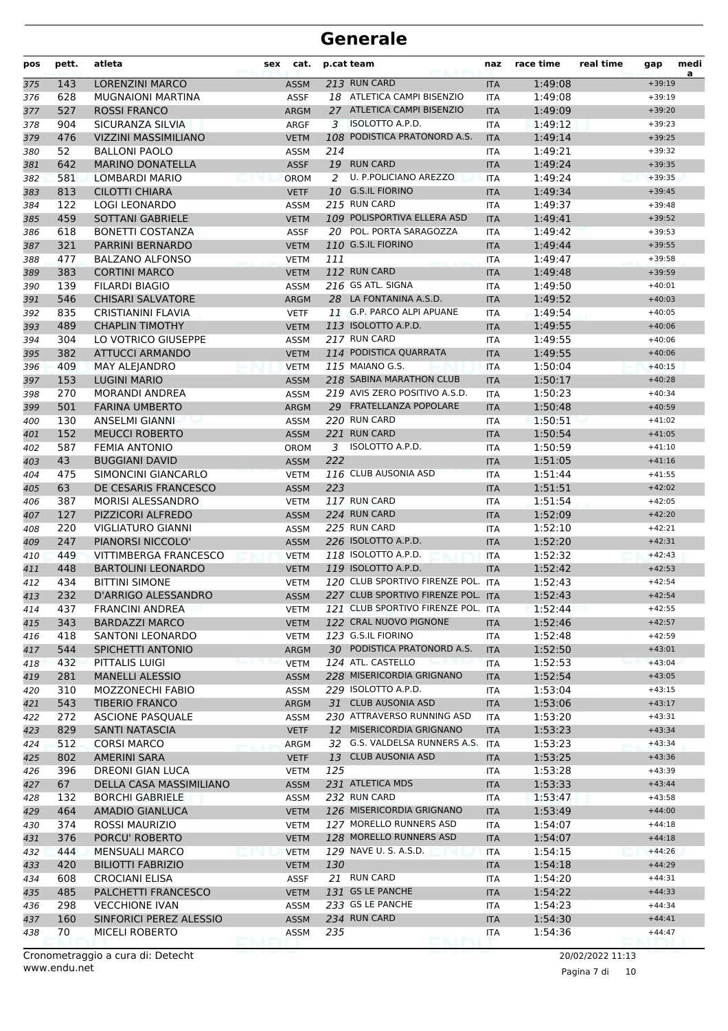# Generale

| pos | pett. | atleta | sex | cat. | p.cat | team | naz | race time | real time | gap | media |
|---|---|---|---|---|---|---|---|---|---|---|---|
| 375 | 143 | LORENZINI MARCO | | ASSM | 213 | RUN CARD | ITA | 1:49:08 | | +39:19 | |
| 376 | 628 | MUGNAIONI MARTINA | | ASSF | 18 | ATLETICA CAMPI BISENZIO | ITA | 1:49:08 | | +39:19 | |
| 377 | 527 | ROSSI FRANCO | | ARGM | 27 | ATLETICA CAMPI BISENZIO | ITA | 1:49:09 | | +39:20 | |
| 378 | 904 | SICURANZA SILVIA | | ARGF | 3 | ISOLOTTO A.P.D. | ITA | 1:49:12 | | +39:23 | |
| 379 | 476 | VIZZINI MASSIMILIANO | | VETM | 108 | PODISTICA PRATONORD A.S. | ITA | 1:49:14 | | +39:25 | |
| 380 | 52 | BALLONI PAOLO | | ASSM | 214 | | ITA | 1:49:21 | | +39:32 | |
| 381 | 642 | MARINO DONATELLA | | ASSF | 19 | RUN CARD | ITA | 1:49:24 | | +39:35 | |
| 382 | 581 | LOMBARDI MARIO | | OROM | 2 | U. P.POLICIANO AREZZO | ITA | 1:49:24 | | +39:35 | |
| 383 | 813 | CILOTTI CHIARA | | VETF | 10 | G.S.IL FIORINO | ITA | 1:49:34 | | +39:45 | |
| 384 | 122 | LOGI LEONARDO | | ASSM | 215 | RUN CARD | ITA | 1:49:37 | | +39:48 | |
| 385 | 459 | SOTTANI GABRIELE | | VETM | 109 | POLISPORTIVA ELLERA ASD | ITA | 1:49:41 | | +39:52 | |
| 386 | 618 | BONETTI COSTANZA | | ASSF | 20 | POL. PORTA SARAGOZZA | ITA | 1:49:42 | | +39:53 | |
| 387 | 321 | PARRINI BERNARDO | | VETM | 110 | G.S.IL FIORINO | ITA | 1:49:44 | | +39:55 | |
| 388 | 477 | BALZANO ALFONSO | | VETM | 111 | | ITA | 1:49:47 | | +39:58 | |
| 389 | 383 | CORTINI MARCO | | VETM | 112 | RUN CARD | ITA | 1:49:48 | | +39:59 | |
| 390 | 139 | FILARDI BIAGIO | | ASSM | 216 | GS ATL. SIGNA | ITA | 1:49:50 | | +40:01 | |
| 391 | 546 | CHISARI SALVATORE | | ARGM | 28 | LA FONTANINA A.S.D. | ITA | 1:49:52 | | +40:03 | |
| 392 | 835 | CRISTIANINI FLAVIA | | VETF | 11 | G.P. PARCO ALPI APUANE | ITA | 1:49:54 | | +40:05 | |
| 393 | 489 | CHAPLIN TIMOTHY | | VETM | 113 | ISOLOTTO A.P.D. | ITA | 1:49:55 | | +40:06 | |
| 394 | 304 | LO VOTRICO GIUSEPPE | | ASSM | 217 | RUN CARD | ITA | 1:49:55 | | +40:06 | |
| 395 | 382 | ATTUCCI ARMANDO | | VETM | 114 | PODISTICA QUARRATA | ITA | 1:49:55 | | +40:06 | |
| 396 | 409 | MAY ALEJANDRO | | VETM | 115 | MAIANO G.S. | ITA | 1:50:04 | | +40:15 | |
| 397 | 153 | LUGINI MARIO | | ASSM | 218 | SABINA MARATHON CLUB | ITA | 1:50:17 | | +40:28 | |
| 398 | 270 | MORANDI ANDREA | | ASSM | 219 | AVIS ZERO POSITIVO A.S.D. | ITA | 1:50:23 | | +40:34 | |
| 399 | 501 | FARINA UMBERTO | | ARGM | 29 | FRATELLANZA POPOLARE | ITA | 1:50:48 | | +40:59 | |
| 400 | 130 | ANSELMI GIANNI | | ASSM | 220 | RUN CARD | ITA | 1:50:51 | | +41:02 | |
| 401 | 152 | MEUCCI ROBERTO | | ASSM | 221 | RUN CARD | ITA | 1:50:54 | | +41:05 | |
| 402 | 587 | FEMIA ANTONIO | | OROM | 3 | ISOLOTTO A.P.D. | ITA | 1:50:59 | | +41:10 | |
| 403 | 43 | BUGGIANI DAVID | | ASSM | 222 | | ITA | 1:51:05 | | +41:16 | |
| 404 | 475 | SIMONCINI GIANCARLO | | VETM | 116 | CLUB AUSONIA ASD | ITA | 1:51:44 | | +41:55 | |
| 405 | 63 | DE CESARIS FRANCESCO | | ASSM | 223 | | ITA | 1:51:51 | | +42:02 | |
| 406 | 387 | MORISI ALESSANDRO | | VETM | 117 | RUN CARD | ITA | 1:51:54 | | +42:05 | |
| 407 | 127 | PIZZICORI ALFREDO | | ASSM | 224 | RUN CARD | ITA | 1:52:09 | | +42:20 | |
| 408 | 220 | VIGLIATURO GIANNI | | ASSM | 225 | RUN CARD | ITA | 1:52:10 | | +42:21 | |
| 409 | 247 | PIANORSI NICCOLO' | | ASSM | 226 | ISOLOTTO A.P.D. | ITA | 1:52:20 | | +42:31 | |
| 410 | 449 | VITTIMBERGA FRANCESCO | | VETM | 118 | ISOLOTTO A.P.D. | ITA | 1:52:32 | | +42:43 | |
| 411 | 448 | BARTOLINI LEONARDO | | VETM | 119 | ISOLOTTO A.P.D. | ITA | 1:52:42 | | +42:53 | |
| 412 | 434 | BITTINI SIMONE | | VETM | 120 | CLUB SPORTIVO FIRENZE POL. | ITA | 1:52:43 | | +42:54 | |
| 413 | 232 | D'ARRIGO ALESSANDRO | | ASSM | 227 | CLUB SPORTIVO FIRENZE POL. | ITA | 1:52:43 | | +42:54 | |
| 414 | 437 | FRANCINI ANDREA | | VETM | 121 | CLUB SPORTIVO FIRENZE POL. | ITA | 1:52:44 | | +42:55 | |
| 415 | 343 | BARDAZZI MARCO | | VETM | 122 | CRAL NUOVO PIGNONE | ITA | 1:52:46 | | +42:57 | |
| 416 | 418 | SANTONI LEONARDO | | VETM | 123 | G.S.IL FIORINO | ITA | 1:52:48 | | +42:59 | |
| 417 | 544 | SPICHETTI ANTONIO | | ARGM | 30 | PODISTICA PRATONORD A.S. | ITA | 1:52:50 | | +43:01 | |
| 418 | 432 | PITTALIS LUIGI | | VETM | 124 | ATL. CASTELLO | ITA | 1:52:53 | | +43:04 | |
| 419 | 281 | MANELLI ALESSIO | | ASSM | 228 | MISERICORDIA GRIGNANO | ITA | 1:52:54 | | +43:05 | |
| 420 | 310 | MOZZONECHI FABIO | | ASSM | 229 | ISOLOTTO A.P.D. | ITA | 1:53:04 | | +43:15 | |
| 421 | 543 | TIBERIO FRANCO | | ARGM | 31 | CLUB AUSONIA ASD | ITA | 1:53:06 | | +43:17 | |
| 422 | 272 | ASCIONE PASQUALE | | ASSM | 230 | ATTRAVERSO RUNNING ASD | ITA | 1:53:20 | | +43:31 | |
| 423 | 829 | SANTI NATASCIA | | VETF | 12 | MISERICORDIA GRIGNANO | ITA | 1:53:23 | | +43:34 | |
| 424 | 512 | CORSI MARCO | | ARGM | 32 | G.S. VALDELSA RUNNERS A.S. | ITA | 1:53:23 | | +43:34 | |
| 425 | 802 | AMERINI SARA | | VETF | 13 | CLUB AUSONIA ASD | ITA | 1:53:25 | | +43:36 | |
| 426 | 396 | DREONI GIAN LUCA | | VETM | 125 | | ITA | 1:53:28 | | +43:39 | |
| 427 | 67 | DELLA CASA MASSIMILIANO | | ASSM | 231 | ATLETICA MDS | ITA | 1:53:33 | | +43:44 | |
| 428 | 132 | BORCHI GABRIELE | | ASSM | 232 | RUN CARD | ITA | 1:53:47 | | +43:58 | |
| 429 | 464 | AMADIO GIANLUCA | | VETM | 126 | MISERICORDIA GRIGNANO | ITA | 1:53:49 | | +44:00 | |
| 430 | 374 | ROSSI MAURIZIO | | VETM | 127 | MORELLO RUNNERS ASD | ITA | 1:54:07 | | +44:18 | |
| 431 | 376 | PORCU' ROBERTO | | VETM | 128 | MORELLO RUNNERS ASD | ITA | 1:54:07 | | +44:18 | |
| 432 | 444 | MENSUALI MARCO | | VETM | 129 | NAVE U. S. A.S.D. | ITA | 1:54:15 | | +44:26 | |
| 433 | 420 | BILIOTTI FABRIZIO | | VETM | 130 | | ITA | 1:54:18 | | +44:29 | |
| 434 | 608 | CROCIANI ELISA | | ASSF | 21 | RUN CARD | ITA | 1:54:20 | | +44:31 | |
| 435 | 485 | PALCHETTI FRANCESCO | | VETM | 131 | GS LE PANCHE | ITA | 1:54:22 | | +44:33 | |
| 436 | 298 | VECCHIONE IVAN | | ASSM | 233 | GS LE PANCHE | ITA | 1:54:23 | | +44:34 | |
| 437 | 160 | SINFORICI PEREZ ALESSIO | | ASSM | 234 | RUN CARD | ITA | 1:54:30 | | +44:41 | |
| 438 | 70 | MICELI ROBERTO | | ASSM | 235 | | ITA | 1:54:36 | | +44:47 | |

Cronometraggio a cura di: Detecht
www.endu.net

20/02/2022 11:13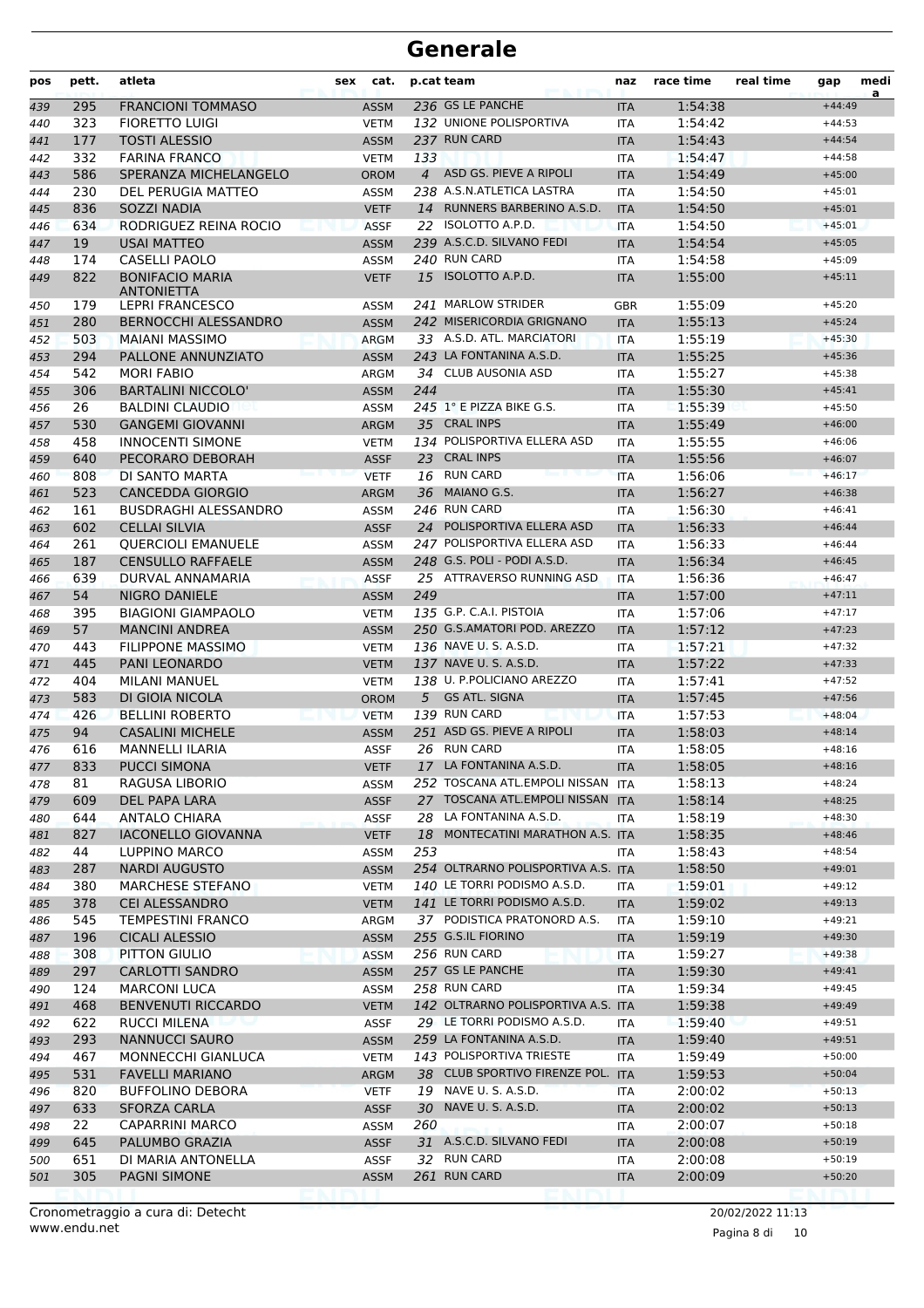# Generale

| pos | pett. | atleta | sex | cat. | p.cat | team | naz | race time | real time | gap | media |
|---|---|---|---|---|---|---|---|---|---|---|---|
| 439 | 295 | FRANCIONI TOMMASO | | ASSM | 236 | GS LE PANCHE | ITA | 1:54:38 | | +44:49 | |
| 440 | 323 | FIORETTO LUIGI | | VETM | 132 | UNIONE POLISPORTIVA | ITA | 1:54:42 | | +44:53 | |
| 441 | 177 | TOSTI ALESSIO | | ASSM | 237 | RUN CARD | ITA | 1:54:43 | | +44:54 | |
| 442 | 332 | FARINA FRANCO | | VETM | 133 | | ITA | 1:54:47 | | +44:58 | |
| 443 | 586 | SPERANZA MICHELANGELO | | OROM | 4 | ASD GS. PIEVE A RIPOLI | ITA | 1:54:49 | | +45:00 | |
| 444 | 230 | DEL PERUGIA MATTEO | | ASSM | 238 | A.S.N.ATLETICA LASTRA | ITA | 1:54:50 | | +45:01 | |
| 445 | 836 | SOZZI NADIA | | VETF | 14 | RUNNERS BARBERINO A.S.D. | ITA | 1:54:50 | | +45:01 | |
| 446 | 634 | RODRIGUEZ REINA ROCIO | | ASSF | 22 | ISOLOTTO A.P.D. | ITA | 1:54:50 | | +45:01 | |
| 447 | 19 | USAI MATTEO | | ASSM | 239 | A.S.C.D. SILVANO FEDI | ITA | 1:54:54 | | +45:05 | |
| 448 | 174 | CASELLI PAOLO | | ASSM | 240 | RUN CARD | ITA | 1:54:58 | | +45:09 | |
| 449 | 822 | BONIFACIO MARIA ANTONIETTA | | VETF | 15 | ISOLOTTO A.P.D. | ITA | 1:55:00 | | +45:11 | |
| 450 | 179 | LEPRI FRANCESCO | | ASSM | 241 | MARLOW STRIDER | GBR | 1:55:09 | | +45:20 | |
| 451 | 280 | BERNOCCHI ALESSANDRO | | ASSM | 242 | MISERICORDIA GRIGNANO | ITA | 1:55:13 | | +45:24 | |
| 452 | 503 | MAIANI MASSIMO | | ARGM | 33 | A.S.D. ATL. MARCIATORI | ITA | 1:55:19 | | +45:30 | |
| 453 | 294 | PALLONE ANNUNZIATO | | ASSM | 243 | LA FONTANINA A.S.D. | ITA | 1:55:25 | | +45:36 | |
| 454 | 542 | MORI FABIO | | ARGM | 34 | CLUB AUSONIA ASD | ITA | 1:55:27 | | +45:38 | |
| 455 | 306 | BARTALINI NICCOLO' | | ASSM | 244 | | ITA | 1:55:30 | | +45:41 | |
| 456 | 26 | BALDINI CLAUDIO | | ASSM | 245 | 1° E PIZZA BIKE G.S. | ITA | 1:55:39 | | +45:50 | |
| 457 | 530 | GANGEMI GIOVANNI | | ARGM | 35 | CRAL INPS | ITA | 1:55:49 | | +46:00 | |
| 458 | 458 | INNOCENTI SIMONE | | VETM | 134 | POLISPORTIVA ELLERA ASD | ITA | 1:55:55 | | +46:06 | |
| 459 | 640 | PECORARO DEBORAH | | ASSF | 23 | CRAL INPS | ITA | 1:55:56 | | +46:07 | |
| 460 | 808 | DI SANTO MARTA | | VETF | 16 | RUN CARD | ITA | 1:56:06 | | +46:17 | |
| 461 | 523 | CANCEDDA GIORGIO | | ARGM | 36 | MAIANO G.S. | ITA | 1:56:27 | | +46:38 | |
| 462 | 161 | BUSDRAGHI ALESSANDRO | | ASSM | 246 | RUN CARD | ITA | 1:56:30 | | +46:41 | |
| 463 | 602 | CELLAI SILVIA | | ASSF | 24 | POLISPORTIVA ELLERA ASD | ITA | 1:56:33 | | +46:44 | |
| 464 | 261 | QUERCIOLI EMANUELE | | ASSM | 247 | POLISPORTIVA ELLERA ASD | ITA | 1:56:33 | | +46:44 | |
| 465 | 187 | CENSULLO RAFFAELE | | ASSM | 248 | G.S. POLI - PODI A.S.D. | ITA | 1:56:34 | | +46:45 | |
| 466 | 639 | DURVAL ANNAMARIA | | ASSF | 25 | ATTRAVERSO RUNNING ASD | ITA | 1:56:36 | | +46:47 | |
| 467 | 54 | NIGRO DANIELE | | ASSM | 249 | | ITA | 1:57:00 | | +47:11 | |
| 468 | 395 | BIAGIONI GIAMPAOLO | | VETM | 135 | G.P. C.A.I. PISTOIA | ITA | 1:57:06 | | +47:17 | |
| 469 | 57 | MANCINI ANDREA | | ASSM | 250 | G.S.AMATORI POD. AREZZO | ITA | 1:57:12 | | +47:23 | |
| 470 | 443 | FILIPPONE MASSIMO | | VETM | 136 | NAVE U. S. A.S.D. | ITA | 1:57:21 | | +47:32 | |
| 471 | 445 | PANI LEONARDO | | VETM | 137 | NAVE U. S. A.S.D. | ITA | 1:57:22 | | +47:33 | |
| 472 | 404 | MILANI MANUEL | | VETM | 138 | U. P.POLICIANO AREZZO | ITA | 1:57:41 | | +47:52 | |
| 473 | 583 | DI GIOIA NICOLA | | OROM | 5 | GS ATL. SIGNA | ITA | 1:57:45 | | +47:56 | |
| 474 | 426 | BELLINI ROBERTO | | VETM | 139 | RUN CARD | ITA | 1:57:53 | | +48:04 | |
| 475 | 94 | CASALINI MICHELE | | ASSM | 251 | ASD GS. PIEVE A RIPOLI | ITA | 1:58:03 | | +48:14 | |
| 476 | 616 | MANNELLI ILARIA | | ASSF | 26 | RUN CARD | ITA | 1:58:05 | | +48:16 | |
| 477 | 833 | PUCCI SIMONA | | VETF | 17 | LA FONTANINA A.S.D. | ITA | 1:58:05 | | +48:16 | |
| 478 | 81 | RAGUSA LIBORIO | | ASSM | 252 | TOSCANA ATL.EMPOLI NISSAN | ITA | 1:58:13 | | +48:24 | |
| 479 | 609 | DEL PAPA LARA | | ASSF | 27 | TOSCANA ATL.EMPOLI NISSAN | ITA | 1:58:14 | | +48:25 | |
| 480 | 644 | ANTALO CHIARA | | ASSF | 28 | LA FONTANINA A.S.D. | ITA | 1:58:19 | | +48:30 | |
| 481 | 827 | IACONELLO GIOVANNA | | VETF | 18 | MONTECATINI MARATHON A.S. | ITA | 1:58:35 | | +48:46 | |
| 482 | 44 | LUPPINO MARCO | | ASSM | 253 | | ITA | 1:58:43 | | +48:54 | |
| 483 | 287 | NARDI AUGUSTO | | ASSM | 254 | OLTRARNO POLISPORTIVA A.S. | ITA | 1:58:50 | | +49:01 | |
| 484 | 380 | MARCHESE STEFANO | | VETM | 140 | LE TORRI PODISMO A.S.D. | ITA | 1:59:01 | | +49:12 | |
| 485 | 378 | CEI ALESSANDRO | | VETM | 141 | LE TORRI PODISMO A.S.D. | ITA | 1:59:02 | | +49:13 | |
| 486 | 545 | TEMPESTINI FRANCO | | ARGM | 37 | PODISTICA PRATONORD A.S. | ITA | 1:59:10 | | +49:21 | |
| 487 | 196 | CICALI ALESSIO | | ASSM | 255 | G.S.IL FIORINO | ITA | 1:59:19 | | +49:30 | |
| 488 | 308 | PITTON GIULIO | | ASSM | 256 | RUN CARD | ITA | 1:59:27 | | +49:38 | |
| 489 | 297 | CARLOTTI SANDRO | | ASSM | 257 | GS LE PANCHE | ITA | 1:59:30 | | +49:41 | |
| 490 | 124 | MARCONI LUCA | | ASSM | 258 | RUN CARD | ITA | 1:59:34 | | +49:45 | |
| 491 | 468 | BENVENUTI RICCARDO | | VETM | 142 | OLTRARNO POLISPORTIVA A.S. | ITA | 1:59:38 | | +49:49 | |
| 492 | 622 | RUCCI MILENA | | ASSF | 29 | LE TORRI PODISMO A.S.D. | ITA | 1:59:40 | | +49:51 | |
| 493 | 293 | NANNUCCI SAURO | | ASSM | 259 | LA FONTANINA A.S.D. | ITA | 1:59:40 | | +49:51 | |
| 494 | 467 | MONNECCHI GIANLUCA | | VETM | 143 | POLISPORTIVA TRIESTE | ITA | 1:59:49 | | +50:00 | |
| 495 | 531 | FAVELLI MARIANO | | ARGM | 38 | CLUB SPORTIVO FIRENZE POL. | ITA | 1:59:53 | | +50:04 | |
| 496 | 820 | BUFFOLINO DEBORA | | VETF | 19 | NAVE U. S. A.S.D. | ITA | 2:00:02 | | +50:13 | |
| 497 | 633 | SFORZA CARLA | | ASSF | 30 | NAVE U. S. A.S.D. | ITA | 2:00:02 | | +50:13 | |
| 498 | 22 | CAPARRINI MARCO | | ASSM | 260 | | ITA | 2:00:07 | | +50:18 | |
| 499 | 645 | PALUMBO GRAZIA | | ASSF | 31 | A.S.C.D. SILVANO FEDI | ITA | 2:00:08 | | +50:19 | |
| 500 | 651 | DI MARIA ANTONELLA | | ASSF | 32 | RUN CARD | ITA | 2:00:08 | | +50:19 | |
| 501 | 305 | PAGNI SIMONE | | ASSM | 261 | RUN CARD | ITA | 2:00:09 | | +50:20 | |

Cronometraggio a cura di: Detecht
www.endu.net

20/02/2022 11:13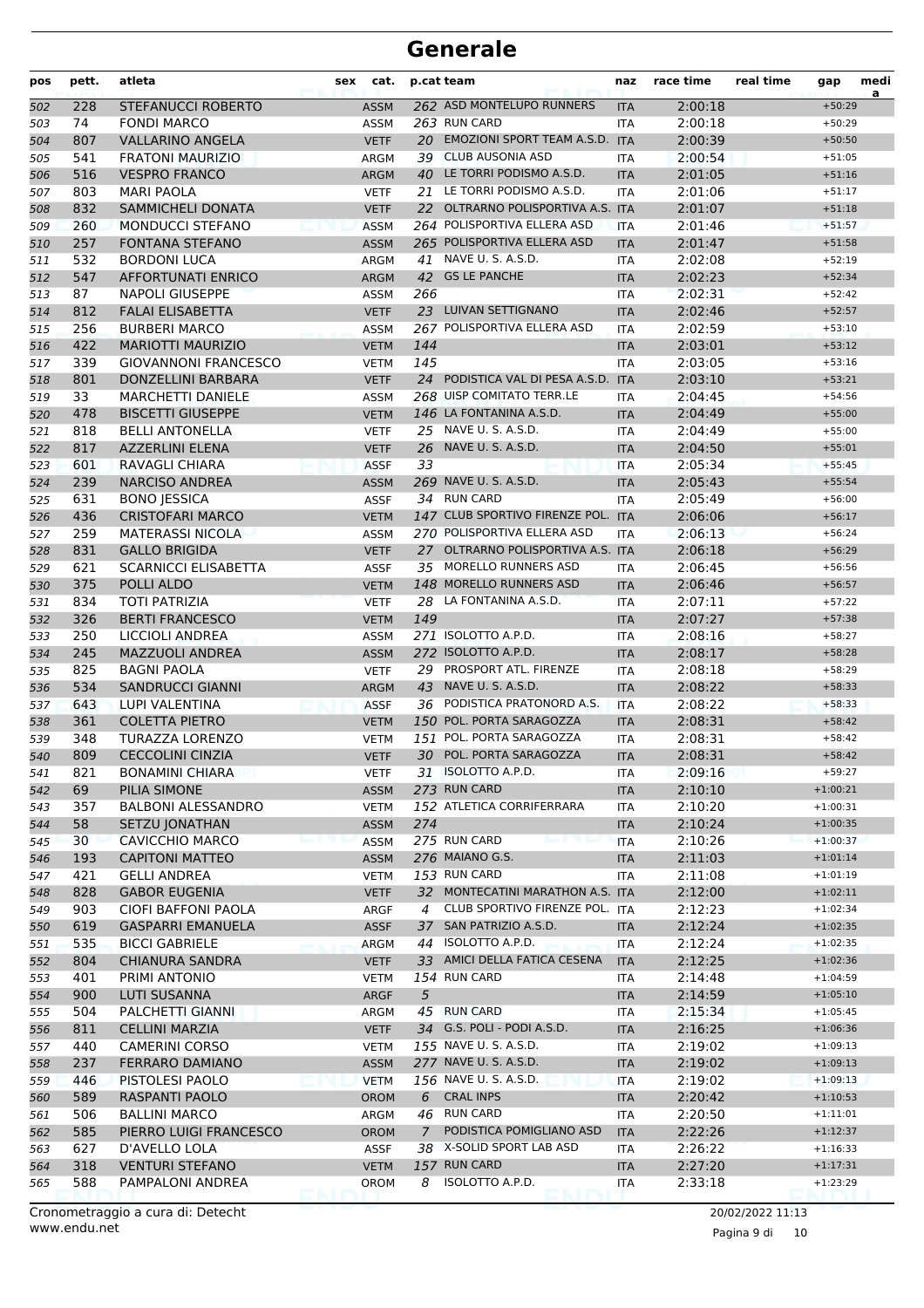# Generale

| pos | pett. | atleta | sex | cat. | p.cat | team | naz | race time | real time | gap | media |
|---|---|---|---|---|---|---|---|---|---|---|---|
| 502 | 228 | STEFANUCCI ROBERTO | | ASSM | 262 | ASD MONTELUPO RUNNERS | ITA | 2:00:18 | | +50:29 | |
| 503 | 74 | FONDI MARCO | | ASSM | 263 | RUN CARD | ITA | 2:00:18 | | +50:29 | |
| 504 | 807 | VALLARINO ANGELA | | VETF | 20 | EMOZIONI SPORT TEAM A.S.D. | ITA | 2:00:39 | | +50:50 | |
| 505 | 541 | FRATONI MAURIZIO | | ARGM | 39 | CLUB AUSONIA ASD | ITA | 2:00:54 | | +51:05 | |
| 506 | 516 | VESPRO FRANCO | | ARGM | 40 | LE TORRI PODISMO A.S.D. | ITA | 2:01:05 | | +51:16 | |
| 507 | 803 | MARI PAOLA | | VETF | 21 | LE TORRI PODISMO A.S.D. | ITA | 2:01:06 | | +51:17 | |
| 508 | 832 | SAMMICHELI DONATA | | VETF | 22 | OLTRARNO POLISPORTIVA A.S. | ITA | 2:01:07 | | +51:18 | |
| 509 | 260 | MONDUCCI STEFANO | | ASSM | 264 | POLISPORTIVA ELLERA ASD | ITA | 2:01:46 | | +51:57 | |
| 510 | 257 | FONTANA STEFANO | | ASSM | 265 | POLISPORTIVA ELLERA ASD | ITA | 2:01:47 | | +51:58 | |
| 511 | 532 | BORDONI LUCA | | ARGM | 41 | NAVE U. S. A.S.D. | ITA | 2:02:08 | | +52:19 | |
| 512 | 547 | AFFORTUNATI ENRICO | | ARGM | 42 | GS LE PANCHE | ITA | 2:02:23 | | +52:34 | |
| 513 | 87 | NAPOLI GIUSEPPE | | ASSM | 266 | | ITA | 2:02:31 | | +52:42 | |
| 514 | 812 | FALAI ELISABETTA | | VETF | 23 | LUIVAN SETTIGNANO | ITA | 2:02:46 | | +52:57 | |
| 515 | 256 | BURBERI MARCO | | ASSM | 267 | POLISPORTIVA ELLERA ASD | ITA | 2:02:59 | | +53:10 | |
| 516 | 422 | MARIOTTI MAURIZIO | | VETM | 144 | | ITA | 2:03:01 | | +53:12 | |
| 517 | 339 | GIOVANNONI FRANCESCO | | VETM | 145 | | ITA | 2:03:05 | | +53:16 | |
| 518 | 801 | DONZELLINI BARBARA | | VETF | 24 | PODISTICA VAL DI PESA A.S.D. | ITA | 2:03:10 | | +53:21 | |
| 519 | 33 | MARCHETTI DANIELE | | ASSM | 268 | UISP COMITATO TERR.LE | ITA | 2:04:45 | | +54:56 | |
| 520 | 478 | BISCETTI GIUSEPPE | | VETM | 146 | LA FONTANINA A.S.D. | ITA | 2:04:49 | | +55:00 | |
| 521 | 818 | BELLI ANTONELLA | | VETF | 25 | NAVE U. S. A.S.D. | ITA | 2:04:49 | | +55:00 | |
| 522 | 817 | AZZERLINI ELENA | | VETF | 26 | NAVE U. S. A.S.D. | ITA | 2:04:50 | | +55:01 | |
| 523 | 601 | RAVAGLI CHIARA | | ASSF | 33 | | ITA | 2:05:34 | | +55:45 | |
| 524 | 239 | NARCISO ANDREA | | ASSM | 269 | NAVE U. S. A.S.D. | ITA | 2:05:43 | | +55:54 | |
| 525 | 631 | BONO JESSICA | | ASSF | 34 | RUN CARD | ITA | 2:05:49 | | +56:00 | |
| 526 | 436 | CRISTOFARI MARCO | | VETM | 147 | CLUB SPORTIVO FIRENZE POL. | ITA | 2:06:06 | | +56:17 | |
| 527 | 259 | MATERASSI NICOLA | | ASSM | 270 | POLISPORTIVA ELLERA ASD | ITA | 2:06:13 | | +56:24 | |
| 528 | 831 | GALLO BRIGIDA | | VETF | 27 | OLTRARNO POLISPORTIVA A.S. | ITA | 2:06:18 | | +56:29 | |
| 529 | 621 | SCARNICCI ELISABETTA | | ASSF | 35 | MORELLO RUNNERS ASD | ITA | 2:06:45 | | +56:56 | |
| 530 | 375 | POLLI ALDO | | VETM | 148 | MORELLO RUNNERS ASD | ITA | 2:06:46 | | +56:57 | |
| 531 | 834 | TOTI PATRIZIA | | VETF | 28 | LA FONTANINA A.S.D. | ITA | 2:07:11 | | +57:22 | |
| 532 | 326 | BERTI FRANCESCO | | VETM | 149 | | ITA | 2:07:27 | | +57:38 | |
| 533 | 250 | LICCIOLI ANDREA | | ASSM | 271 | ISOLOTTO A.P.D. | ITA | 2:08:16 | | +58:27 | |
| 534 | 245 | MAZZUOLI ANDREA | | ASSM | 272 | ISOLOTTO A.P.D. | ITA | 2:08:17 | | +58:28 | |
| 535 | 825 | BAGNI PAOLA | | VETF | 29 | PROSPORT ATL. FIRENZE | ITA | 2:08:18 | | +58:29 | |
| 536 | 534 | SANDRUCCI GIANNI | | ARGM | 43 | NAVE U. S. A.S.D. | ITA | 2:08:22 | | +58:33 | |
| 537 | 643 | LUPI VALENTINA | | ASSF | 36 | PODISTICA PRATONORD A.S. | ITA | 2:08:22 | | +58:33 | |
| 538 | 361 | COLETTA PIETRO | | VETM | 150 | POL. PORTA SARAGOZZA | ITA | 2:08:31 | | +58:42 | |
| 539 | 348 | TURAZZA LORENZO | | VETM | 151 | POL. PORTA SARAGOZZA | ITA | 2:08:31 | | +58:42 | |
| 540 | 809 | CECCOLINI CINZIA | | VETF | 30 | POL. PORTA SARAGOZZA | ITA | 2:08:31 | | +58:42 | |
| 541 | 821 | BONAMINI CHIARA | | VETF | 31 | ISOLOTTO A.P.D. | ITA | 2:09:16 | | +59:27 | |
| 542 | 69 | PILIA SIMONE | | ASSM | 273 | RUN CARD | ITA | 2:10:10 | | +1:00:21 | |
| 543 | 357 | BALBONI ALESSANDRO | | VETM | 152 | ATLETICA CORRIFERRARA | ITA | 2:10:20 | | +1:00:31 | |
| 544 | 58 | SETZU JONATHAN | | ASSM | 274 | | ITA | 2:10:24 | | +1:00:35 | |
| 545 | 30 | CAVICCHIO MARCO | | ASSM | 275 | RUN CARD | ITA | 2:10:26 | | +1:00:37 | |
| 546 | 193 | CAPITONI MATTEO | | ASSM | 276 | MAIANO G.S. | ITA | 2:11:03 | | +1:01:14 | |
| 547 | 421 | GELLI ANDREA | | VETM | 153 | RUN CARD | ITA | 2:11:08 | | +1:01:19 | |
| 548 | 828 | GABOR EUGENIA | | VETF | 32 | MONTECATINI MARATHON A.S. | ITA | 2:12:00 | | +1:02:11 | |
| 549 | 903 | CIOFI BAFFONI PAOLA | | ARGF | 4 | CLUB SPORTIVO FIRENZE POL. | ITA | 2:12:23 | | +1:02:34 | |
| 550 | 619 | GASPARRI EMANUELA | | ASSF | 37 | SAN PATRIZIO A.S.D. | ITA | 2:12:24 | | +1:02:35 | |
| 551 | 535 | BICCI GABRIELE | | ARGM | 44 | ISOLOTTO A.P.D. | ITA | 2:12:24 | | +1:02:35 | |
| 552 | 804 | CHIANURA SANDRA | | VETF | 33 | AMICI DELLA FATICA CESENA | ITA | 2:12:25 | | +1:02:36 | |
| 553 | 401 | PRIMI ANTONIO | | VETM | 154 | RUN CARD | ITA | 2:14:48 | | +1:04:59 | |
| 554 | 900 | LUTI SUSANNA | | ARGF | 5 | | ITA | 2:14:59 | | +1:05:10 | |
| 555 | 504 | PALCHETTI GIANNI | | ARGM | 45 | RUN CARD | ITA | 2:15:34 | | +1:05:45 | |
| 556 | 811 | CELLINI MARZIA | | VETF | 34 | G.S. POLI - PODI A.S.D. | ITA | 2:16:25 | | +1:06:36 | |
| 557 | 440 | CAMERINI CORSO | | VETM | 155 | NAVE U. S. A.S.D. | ITA | 2:19:02 | | +1:09:13 | |
| 558 | 237 | FERRARO DAMIANO | | ASSM | 277 | NAVE U. S. A.S.D. | ITA | 2:19:02 | | +1:09:13 | |
| 559 | 446 | PISTOLESI PAOLO | | VETM | 156 | NAVE U. S. A.S.D. | ITA | 2:19:02 | | +1:09:13 | |
| 560 | 589 | RASPANTI PAOLO | | OROM | 6 | CRAL INPS | ITA | 2:20:42 | | +1:10:53 | |
| 561 | 506 | BALLINI MARCO | | ARGM | 46 | RUN CARD | ITA | 2:20:50 | | +1:11:01 | |
| 562 | 585 | PIERRO LUIGI FRANCESCO | | OROM | 7 | PODISTICA POMIGLIANO ASD | ITA | 2:22:26 | | +1:12:37 | |
| 563 | 627 | D'AVELLO LOLA | | ASSF | 38 | X-SOLID SPORT LAB ASD | ITA | 2:26:22 | | +1:16:33 | |
| 564 | 318 | VENTURI STEFANO | | VETM | 157 | RUN CARD | ITA | 2:27:20 | | +1:17:31 | |
| 565 | 588 | PAMPALONI ANDREA | | OROM | 8 | ISOLOTTO A.P.D. | ITA | 2:33:18 | | +1:23:29 | |

Cronometraggio a cura di: Detecht
www.endu.net

20/02/2022 11:13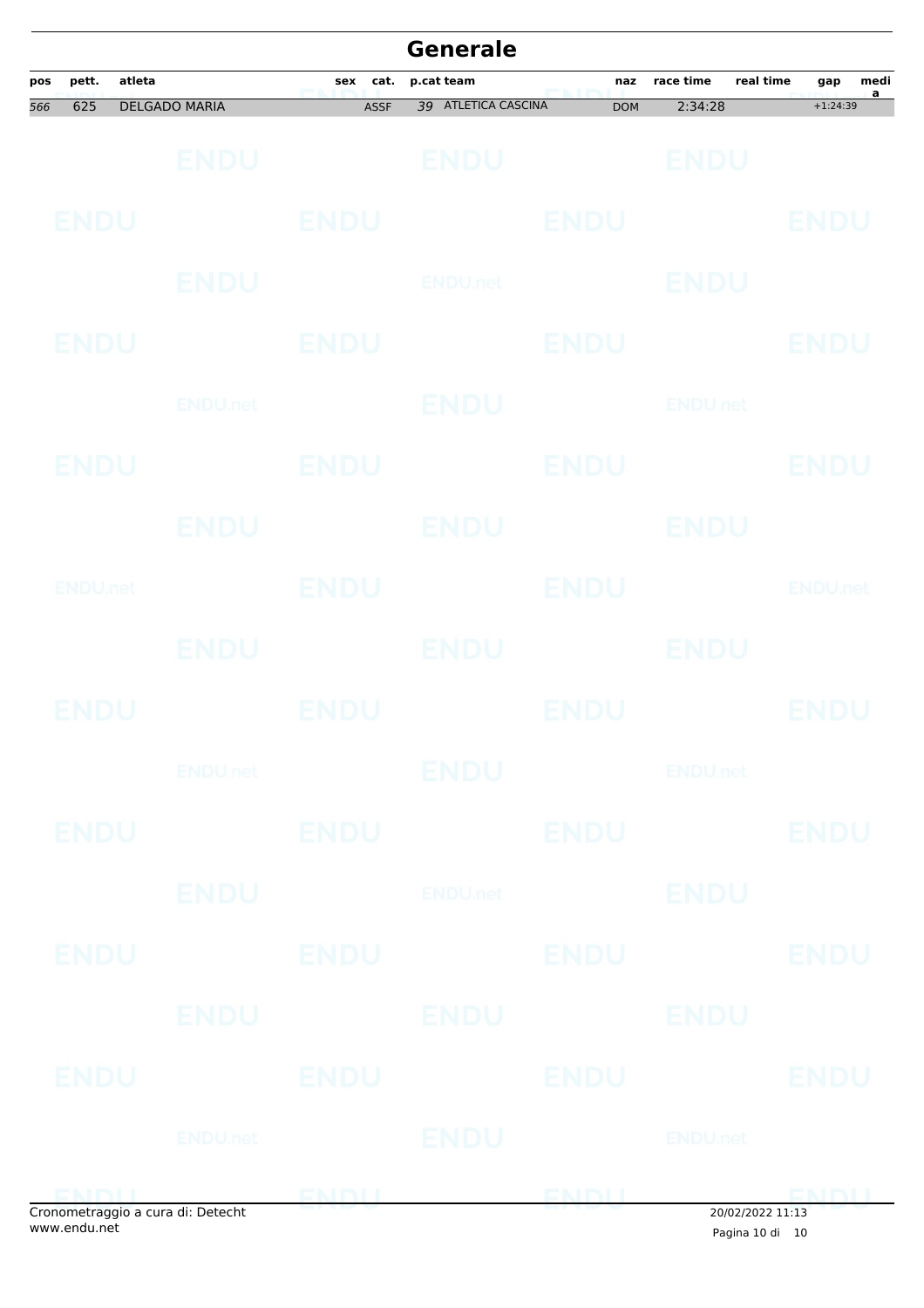# Generale

| pos | pett. | atleta | sex | cat. | p.cat | team | naz | race time | real time | gap | media |
|---|---|---|---|---|---|---|---|---|---|---|---|
| 566 | 625 | DELGADO MARIA | | ASSF | 39 | ATLETICA CASCINA | DOM | 2:34:28 | | +1:24:39 | |

Cronometraggio a cura di: Detecht
www.endu.net

20/02/2022 11:13